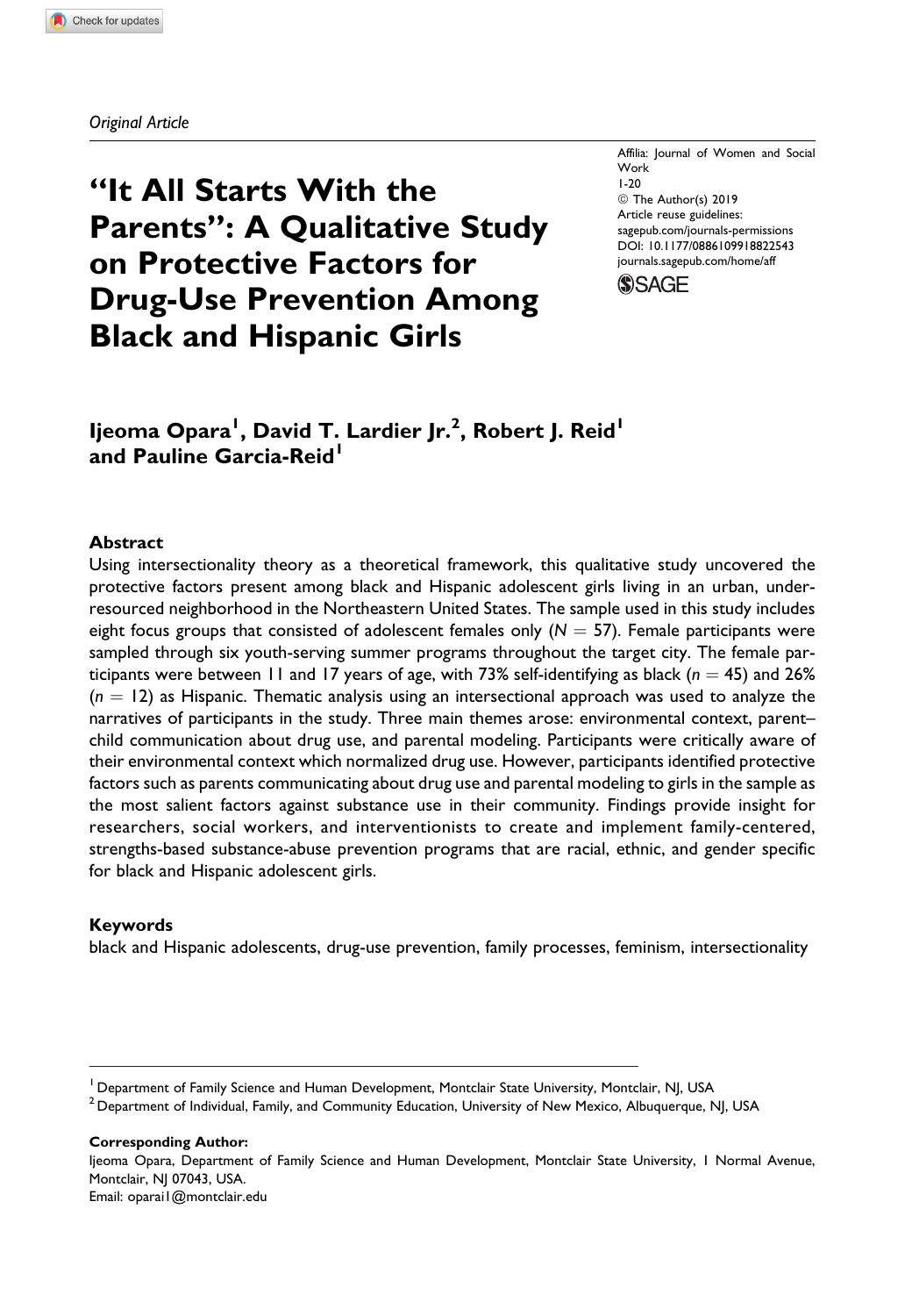*Original Article*

Affilia: Journal of Women and Social Work
1-20
© The Author(s) 2019
Article reuse guidelines:
sagepub.com/journals-permissions
DOI: 10.1177/0886109918822543
journals.sagepub.com/home/aff

# "It All Starts With the Parents": A Qualitative Study on Protective Factors for Drug-Use Prevention Among Black and Hispanic Girls

**Ijeoma Opara[1], David T. Lardier Jr.[2], Robert J. Reid[1] and Pauline Garcia-Reid[1]**

### Abstract

Using intersectionality theory as a theoretical framework, this qualitative study uncovered the protective factors present among black and Hispanic adolescent girls living in an urban, under-resourced neighborhood in the Northeastern United States. The sample used in this study includes eight focus groups that consisted of adolescent females only ($N = 57$). Female participants were sampled through six youth-serving summer programs throughout the target city. The female participants were between 11 and 17 years of age, with 73% self-identifying as black ($n = 45$) and 26% ($n = 12$) as Hispanic. Thematic analysis using an intersectional approach was used to analyze the narratives of participants in the study. Three main themes arose: environmental context, parent–child communication about drug use, and parental modeling. Participants were critically aware of their environmental context which normalized drug use. However, participants identified protective factors such as parents communicating about drug use and parental modeling to girls in the sample as the most salient factors against substance use in their community. Findings provide insight for researchers, social workers, and interventionists to create and implement family-centered, strengths-based substance-abuse prevention programs that are racial, ethnic, and gender specific for black and Hispanic adolescent girls.

### Keywords

black and Hispanic adolescents, drug-use prevention, family processes, feminism, intersectionality

---

[1] Department of Family Science and Human Development, Montclair State University, Montclair, NJ, USA
[2] Department of Individual, Family, and Community Education, University of New Mexico, Albuquerque, NJ, USA

**Corresponding Author:**
Ijeoma Opara, Department of Family Science and Human Development, Montclair State University, 1 Normal Avenue, Montclair, NJ 07043, USA.
Email: oparai1@montclair.edu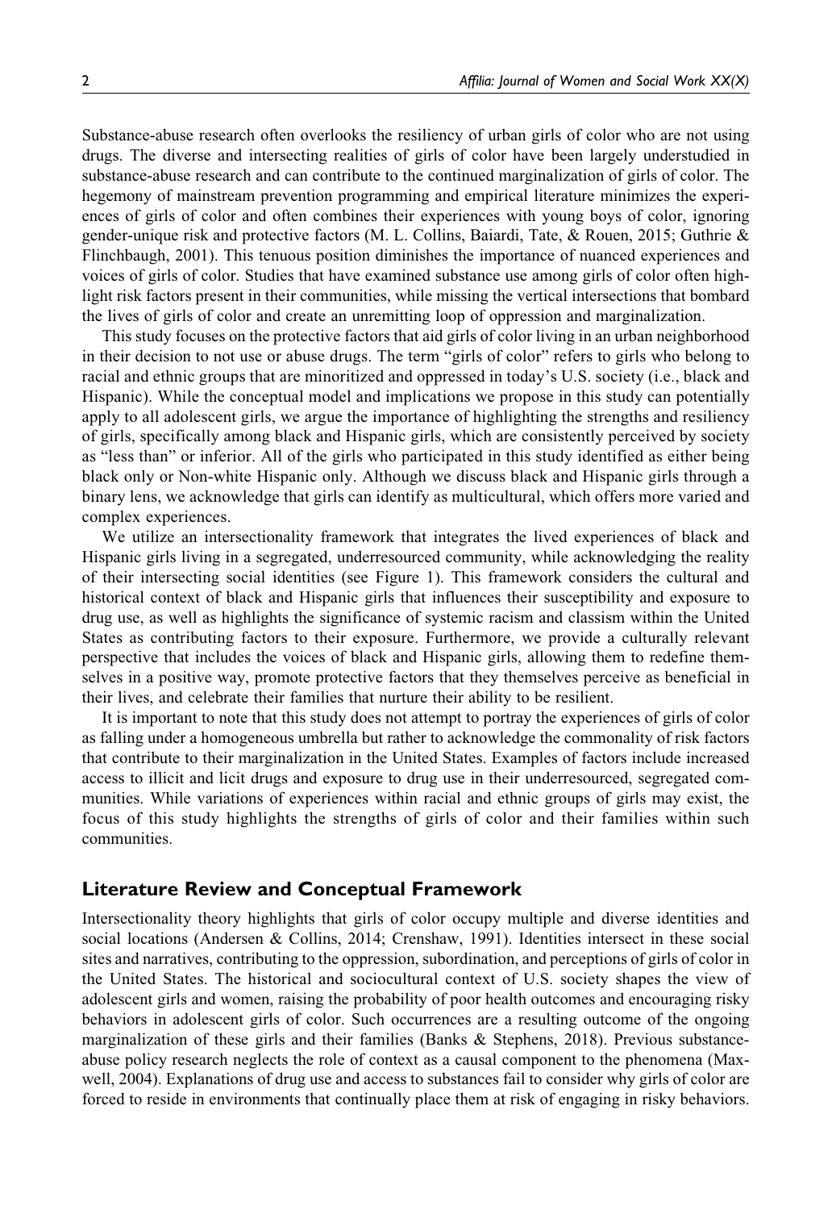Substance-abuse research often overlooks the resiliency of urban girls of color who are not using drugs. The diverse and intersecting realities of girls of color have been largely understudied in substance-abuse research and can contribute to the continued marginalization of girls of color. The hegemony of mainstream prevention programming and empirical literature minimizes the experiences of girls of color and often combines their experiences with young boys of color, ignoring gender-unique risk and protective factors (M. L. Collins, Baiardi, Tate, & Rouen, 2015; Guthrie & Flinchbaugh, 2001). This tenuous position diminishes the importance of nuanced experiences and voices of girls of color. Studies that have examined substance use among girls of color often highlight risk factors present in their communities, while missing the vertical intersections that bombard the lives of girls of color and create an unremitting loop of oppression and marginalization.

This study focuses on the protective factors that aid girls of color living in an urban neighborhood in their decision to not use or abuse drugs. The term "girls of color" refers to girls who belong to racial and ethnic groups that are minoritized and oppressed in today's U.S. society (i.e., black and Hispanic). While the conceptual model and implications we propose in this study can potentially apply to all adolescent girls, we argue the importance of highlighting the strengths and resiliency of girls, specifically among black and Hispanic girls, which are consistently perceived by society as "less than" or inferior. All of the girls who participated in this study identified as either being black only or Non-white Hispanic only. Although we discuss black and Hispanic girls through a binary lens, we acknowledge that girls can identify as multicultural, which offers more varied and complex experiences.

We utilize an intersectionality framework that integrates the lived experiences of black and Hispanic girls living in a segregated, underresourced community, while acknowledging the reality of their intersecting social identities (see Figure 1). This framework considers the cultural and historical context of black and Hispanic girls that influences their susceptibility and exposure to drug use, as well as highlights the significance of systemic racism and classism within the United States as contributing factors to their exposure. Furthermore, we provide a culturally relevant perspective that includes the voices of black and Hispanic girls, allowing them to redefine themselves in a positive way, promote protective factors that they themselves perceive as beneficial in their lives, and celebrate their families that nurture their ability to be resilient.

It is important to note that this study does not attempt to portray the experiences of girls of color as falling under a homogeneous umbrella but rather to acknowledge the commonality of risk factors that contribute to their marginalization in the United States. Examples of factors include increased access to illicit and licit drugs and exposure to drug use in their underresourced, segregated communities. While variations of experiences within racial and ethnic groups of girls may exist, the focus of this study highlights the strengths of girls of color and their families within such communities.

## Literature Review and Conceptual Framework

Intersectionality theory highlights that girls of color occupy multiple and diverse identities and social locations (Andersen & Collins, 2014; Crenshaw, 1991). Identities intersect in these social sites and narratives, contributing to the oppression, subordination, and perceptions of girls of color in the United States. The historical and sociocultural context of U.S. society shapes the view of adolescent girls and women, raising the probability of poor health outcomes and encouraging risky behaviors in adolescent girls of color. Such occurrences are a resulting outcome of the ongoing marginalization of these girls and their families (Banks & Stephens, 2018). Previous substance-abuse policy research neglects the role of context as a causal component to the phenomena (Maxwell, 2004). Explanations of drug use and access to substances fail to consider why girls of color are forced to reside in environments that continually place them at risk of engaging in risky behaviors.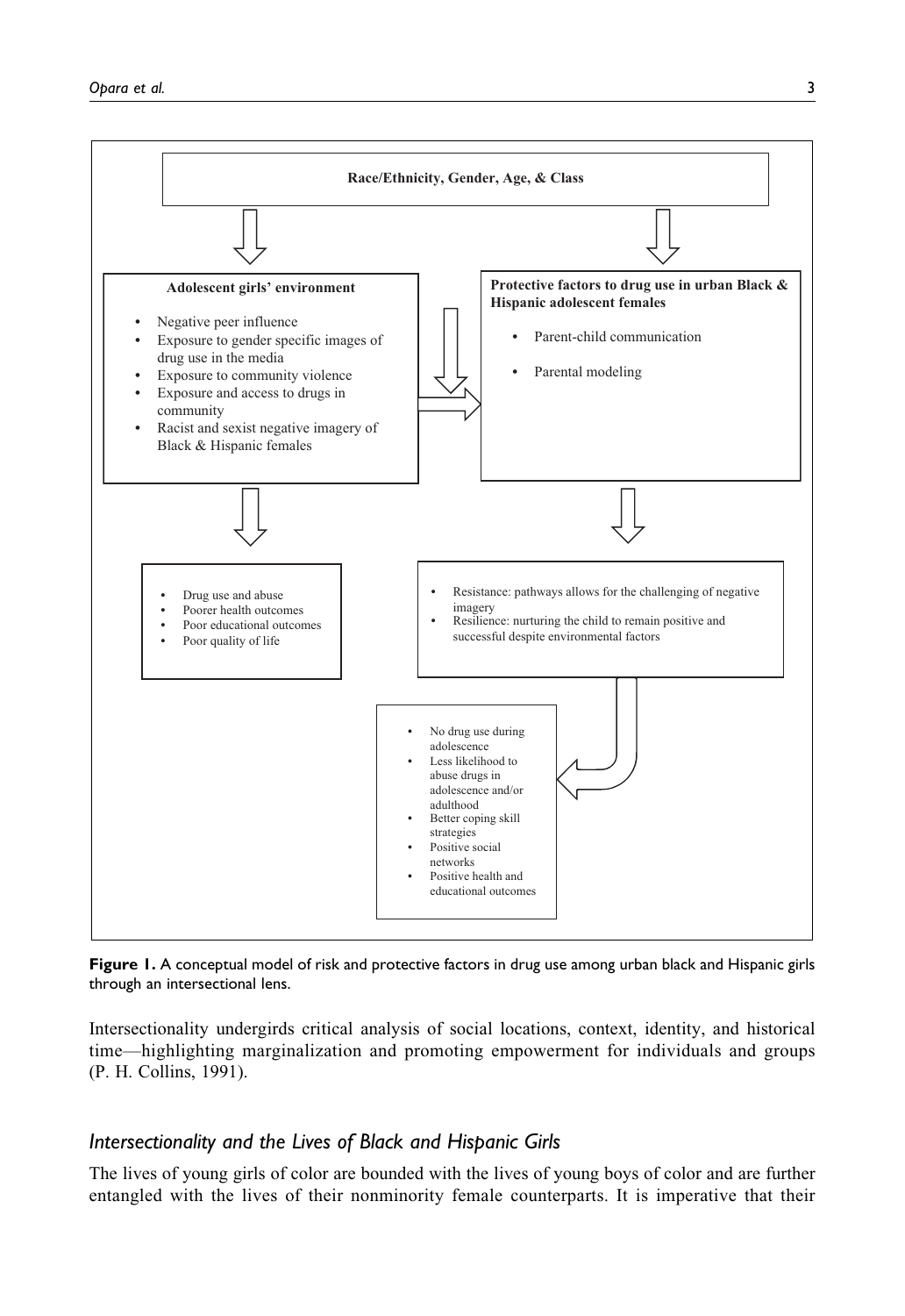**Race/Ethnicity, Gender, Age, & Class**

**Adolescent girls' environment**

- Negative peer influence
- Exposure to gender specific images of drug use in the media
- Exposure to community violence
- Exposure and access to drugs in community
- Racist and sexist negative imagery of Black & Hispanic females

**Protective factors to drug use in urban Black & Hispanic adolescent females**

- Parent-child communication
- Parental modeling

- Drug use and abuse
- Poorer health outcomes
- Poor educational outcomes
- Poor quality of life

- Resistance: pathways allows for the challenging of negative imagery
- Resilience: nurturing the child to remain positive and successful despite environmental factors

- No drug use during adolescence
- Less likelihood to abuse drugs in adolescence and/or adulthood
- Better coping skill strategies
- Positive social networks
- Positive health and educational outcomes

**Figure 1.** A conceptual model of risk and protective factors in drug use among urban black and Hispanic girls through an intersectional lens.

Intersectionality undergirds critical analysis of social locations, context, identity, and historical time—highlighting marginalization and promoting empowerment for individuals and groups (P. H. Collins, 1991).

## *Intersectionality and the Lives of Black and Hispanic Girls*

The lives of young girls of color are bounded with the lives of young boys of color and are further entangled with the lives of their nonminority female counterparts. It is imperative that their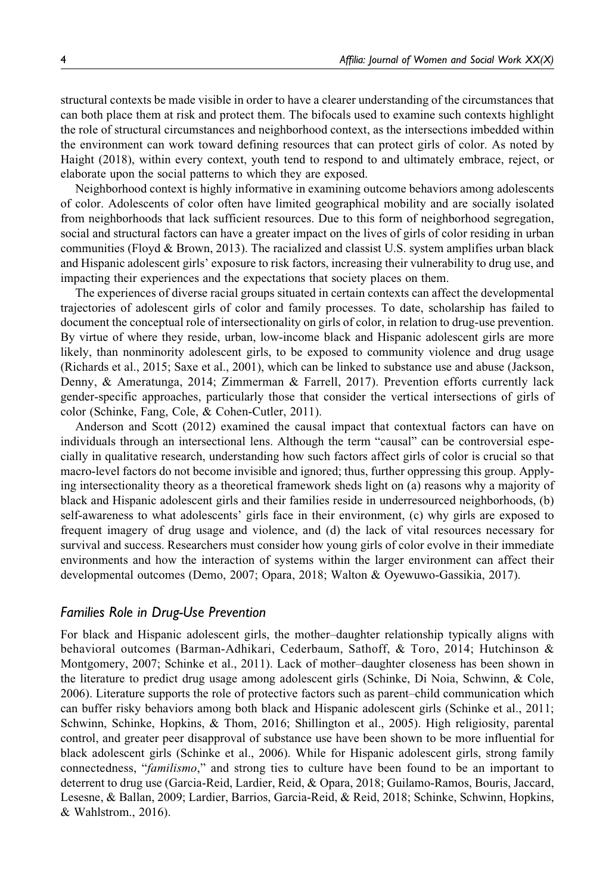structural contexts be made visible in order to have a clearer understanding of the circumstances that can both place them at risk and protect them. The bifocals used to examine such contexts highlight the role of structural circumstances and neighborhood context, as the intersections imbedded within the environment can work toward defining resources that can protect girls of color. As noted by Haight (2018), within every context, youth tend to respond to and ultimately embrace, reject, or elaborate upon the social patterns to which they are exposed.

Neighborhood context is highly informative in examining outcome behaviors among adolescents of color. Adolescents of color often have limited geographical mobility and are socially isolated from neighborhoods that lack sufficient resources. Due to this form of neighborhood segregation, social and structural factors can have a greater impact on the lives of girls of color residing in urban communities (Floyd & Brown, 2013). The racialized and classist U.S. system amplifies urban black and Hispanic adolescent girls' exposure to risk factors, increasing their vulnerability to drug use, and impacting their experiences and the expectations that society places on them.

The experiences of diverse racial groups situated in certain contexts can affect the developmental trajectories of adolescent girls of color and family processes. To date, scholarship has failed to document the conceptual role of intersectionality on girls of color, in relation to drug-use prevention. By virtue of where they reside, urban, low-income black and Hispanic adolescent girls are more likely, than nonminority adolescent girls, to be exposed to community violence and drug usage (Richards et al., 2015; Saxe et al., 2001), which can be linked to substance use and abuse (Jackson, Denny, & Ameratunga, 2014; Zimmerman & Farrell, 2017). Prevention efforts currently lack gender-specific approaches, particularly those that consider the vertical intersections of girls of color (Schinke, Fang, Cole, & Cohen-Cutler, 2011).

Anderson and Scott (2012) examined the causal impact that contextual factors can have on individuals through an intersectional lens. Although the term "causal" can be controversial especially in qualitative research, understanding how such factors affect girls of color is crucial so that macro-level factors do not become invisible and ignored; thus, further oppressing this group. Applying intersectionality theory as a theoretical framework sheds light on (a) reasons why a majority of black and Hispanic adolescent girls and their families reside in underresourced neighborhoods, (b) self-awareness to what adolescents' girls face in their environment, (c) why girls are exposed to frequent imagery of drug usage and violence, and (d) the lack of vital resources necessary for survival and success. Researchers must consider how young girls of color evolve in their immediate environments and how the interaction of systems within the larger environment can affect their developmental outcomes (Demo, 2007; Opara, 2018; Walton & Oyewuwo-Gassikia, 2017).

### Families Role in Drug-Use Prevention

For black and Hispanic adolescent girls, the mother–daughter relationship typically aligns with behavioral outcomes (Barman-Adhikari, Cederbaum, Sathoff, & Toro, 2014; Hutchinson & Montgomery, 2007; Schinke et al., 2011). Lack of mother–daughter closeness has been shown in the literature to predict drug usage among adolescent girls (Schinke, Di Noia, Schwinn, & Cole, 2006). Literature supports the role of protective factors such as parent–child communication which can buffer risky behaviors among both black and Hispanic adolescent girls (Schinke et al., 2011; Schwinn, Schinke, Hopkins, & Thom, 2016; Shillington et al., 2005). High religiosity, parental control, and greater peer disapproval of substance use have been shown to be more influential for black adolescent girls (Schinke et al., 2006). While for Hispanic adolescent girls, strong family connectedness, "*familismo*," and strong ties to culture have been found to be an important to deterrent to drug use (Garcia-Reid, Lardier, Reid, & Opara, 2018; Guilamo-Ramos, Bouris, Jaccard, Lesesne, & Ballan, 2009; Lardier, Barrios, Garcia-Reid, & Reid, 2018; Schinke, Schwinn, Hopkins, & Wahlstrom., 2016).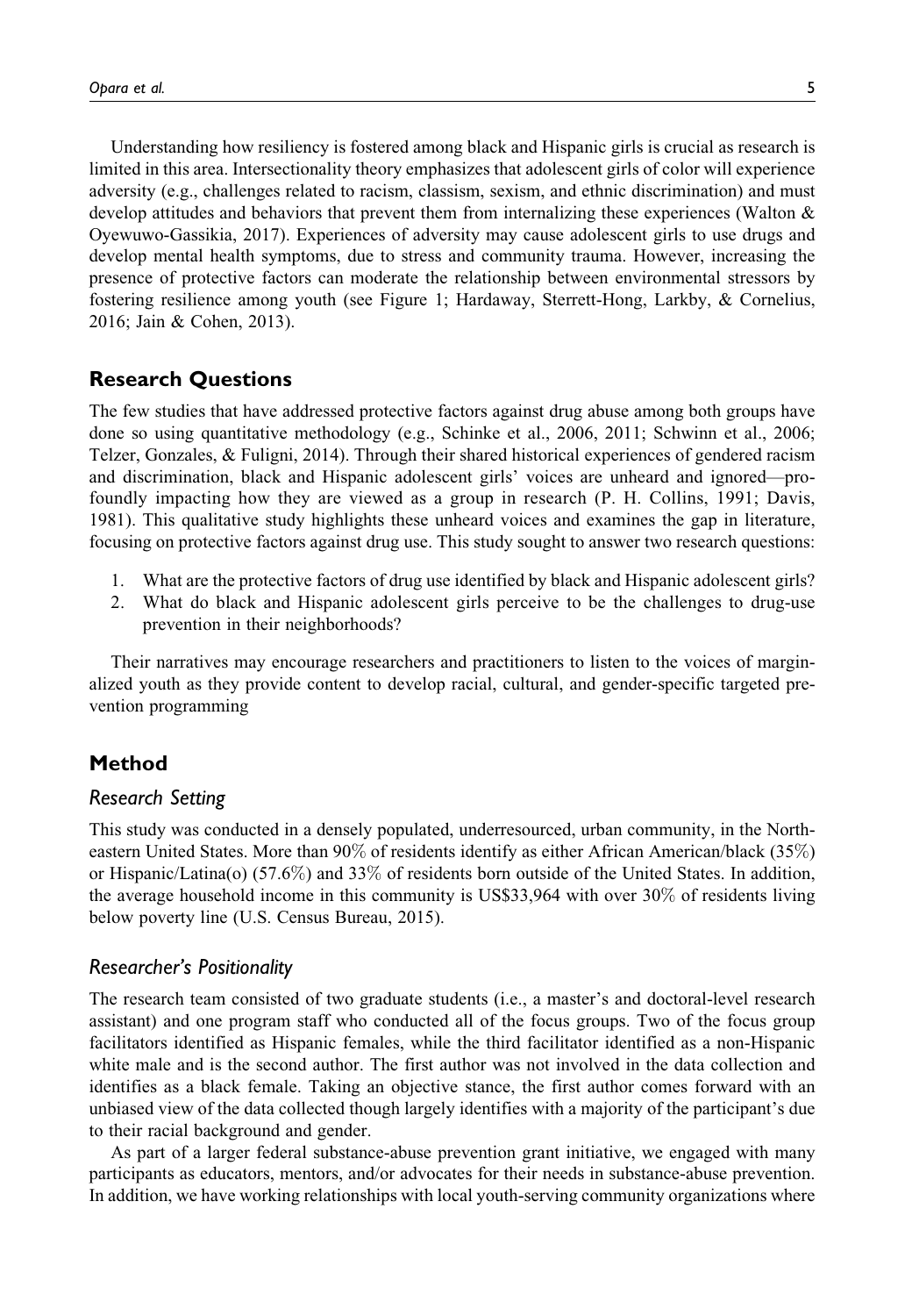Understanding how resiliency is fostered among black and Hispanic girls is crucial as research is limited in this area. Intersectionality theory emphasizes that adolescent girls of color will experience adversity (e.g., challenges related to racism, classism, sexism, and ethnic discrimination) and must develop attitudes and behaviors that prevent them from internalizing these experiences (Walton & Oyewuwo-Gassikia, 2017). Experiences of adversity may cause adolescent girls to use drugs and develop mental health symptoms, due to stress and community trauma. However, increasing the presence of protective factors can moderate the relationship between environmental stressors by fostering resilience among youth (see Figure 1; Hardaway, Sterrett-Hong, Larkby, & Cornelius, 2016; Jain & Cohen, 2013).

## Research Questions

The few studies that have addressed protective factors against drug abuse among both groups have done so using quantitative methodology (e.g., Schinke et al., 2006, 2011; Schwinn et al., 2006; Telzer, Gonzales, & Fuligni, 2014). Through their shared historical experiences of gendered racism and discrimination, black and Hispanic adolescent girls' voices are unheard and ignored—profoundly impacting how they are viewed as a group in research (P. H. Collins, 1991; Davis, 1981). This qualitative study highlights these unheard voices and examines the gap in literature, focusing on protective factors against drug use. This study sought to answer two research questions:

1. What are the protective factors of drug use identified by black and Hispanic adolescent girls?
2. What do black and Hispanic adolescent girls perceive to be the challenges to drug-use prevention in their neighborhoods?

Their narratives may encourage researchers and practitioners to listen to the voices of marginalized youth as they provide content to develop racial, cultural, and gender-specific targeted prevention programming

## Method

### *Research Setting*

This study was conducted in a densely populated, underresourced, urban community, in the Northeastern United States. More than 90% of residents identify as either African American/black (35%) or Hispanic/Latina(o) (57.6%) and 33% of residents born outside of the United States. In addition, the average household income in this community is US$33,964 with over 30% of residents living below poverty line (U.S. Census Bureau, 2015).

### *Researcher's Positionality*

The research team consisted of two graduate students (i.e., a master's and doctoral-level research assistant) and one program staff who conducted all of the focus groups. Two of the focus group facilitators identified as Hispanic females, while the third facilitator identified as a non-Hispanic white male and is the second author. The first author was not involved in the data collection and identifies as a black female. Taking an objective stance, the first author comes forward with an unbiased view of the data collected though largely identifies with a majority of the participant's due to their racial background and gender.

As part of a larger federal substance-abuse prevention grant initiative, we engaged with many participants as educators, mentors, and/or advocates for their needs in substance-abuse prevention. In addition, we have working relationships with local youth-serving community organizations where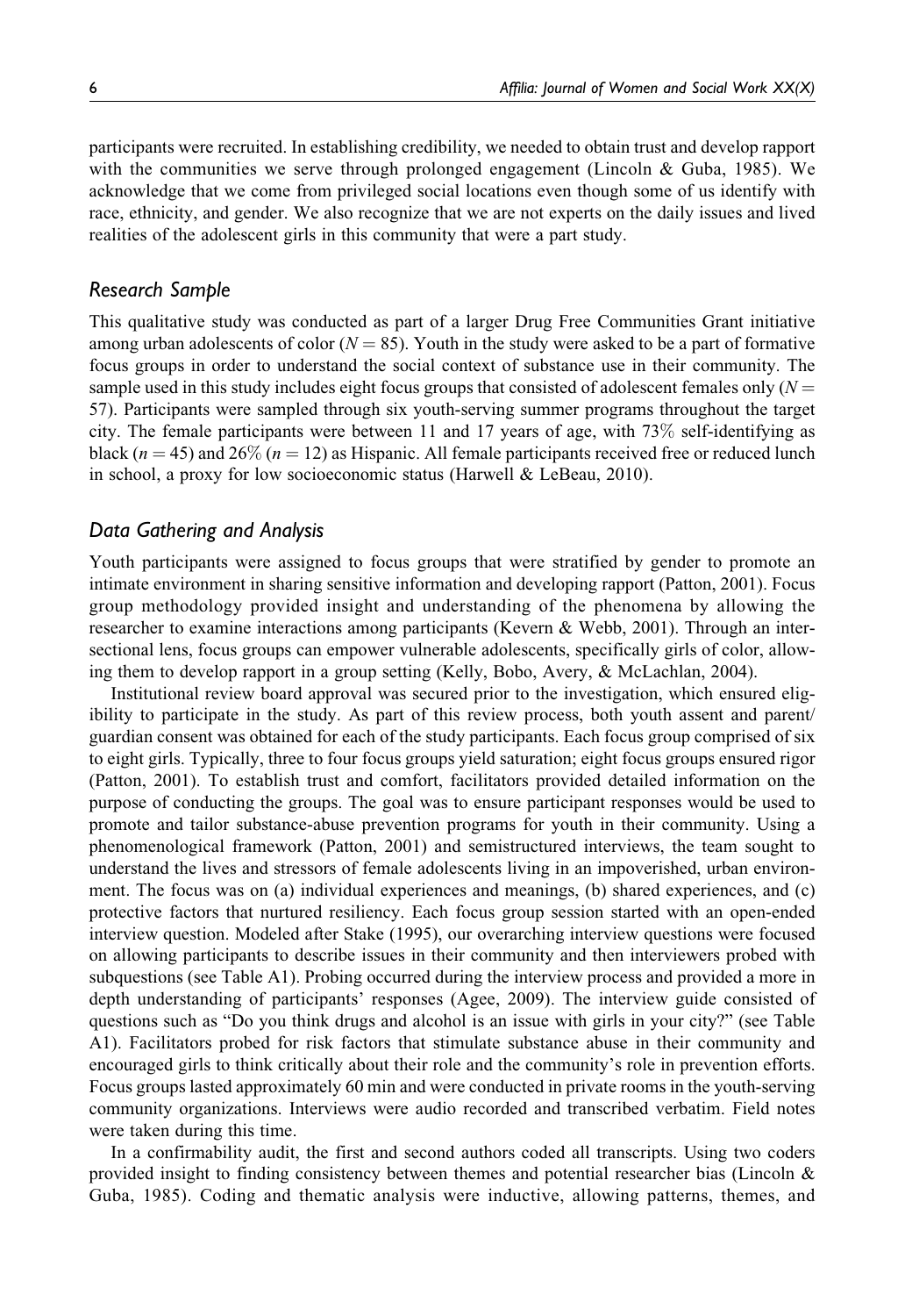participants were recruited. In establishing credibility, we needed to obtain trust and develop rapport with the communities we serve through prolonged engagement (Lincoln & Guba, 1985). We acknowledge that we come from privileged social locations even though some of us identify with race, ethnicity, and gender. We also recognize that we are not experts on the daily issues and lived realities of the adolescent girls in this community that were a part study.

### Research Sample

This qualitative study was conducted as part of a larger Drug Free Communities Grant initiative among urban adolescents of color ($N = 85$). Youth in the study were asked to be a part of formative focus groups in order to understand the social context of substance use in their community. The sample used in this study includes eight focus groups that consisted of adolescent females only ($N = 57$). Participants were sampled through six youth-serving summer programs throughout the target city. The female participants were between 11 and 17 years of age, with 73% self-identifying as black ($n = 45$) and 26% ($n = 12$) as Hispanic. All female participants received free or reduced lunch in school, a proxy for low socioeconomic status (Harwell & LeBeau, 2010).

### Data Gathering and Analysis

Youth participants were assigned to focus groups that were stratified by gender to promote an intimate environment in sharing sensitive information and developing rapport (Patton, 2001). Focus group methodology provided insight and understanding of the phenomena by allowing the researcher to examine interactions among participants (Kevern & Webb, 2001). Through an intersectional lens, focus groups can empower vulnerable adolescents, specifically girls of color, allowing them to develop rapport in a group setting (Kelly, Bobo, Avery, & McLachlan, 2004).

Institutional review board approval was secured prior to the investigation, which ensured eligibility to participate in the study. As part of this review process, both youth assent and parent/guardian consent was obtained for each of the study participants. Each focus group comprised of six to eight girls. Typically, three to four focus groups yield saturation; eight focus groups ensured rigor (Patton, 2001). To establish trust and comfort, facilitators provided detailed information on the purpose of conducting the groups. The goal was to ensure participant responses would be used to promote and tailor substance-abuse prevention programs for youth in their community. Using a phenomenological framework (Patton, 2001) and semistructured interviews, the team sought to understand the lives and stressors of female adolescents living in an impoverished, urban environment. The focus was on (a) individual experiences and meanings, (b) shared experiences, and (c) protective factors that nurtured resiliency. Each focus group session started with an open-ended interview question. Modeled after Stake (1995), our overarching interview questions were focused on allowing participants to describe issues in their community and then interviewers probed with subquestions (see Table A1). Probing occurred during the interview process and provided a more in depth understanding of participants' responses (Agee, 2009). The interview guide consisted of questions such as "Do you think drugs and alcohol is an issue with girls in your city?" (see Table A1). Facilitators probed for risk factors that stimulate substance abuse in their community and encouraged girls to think critically about their role and the community's role in prevention efforts. Focus groups lasted approximately 60 min and were conducted in private rooms in the youth-serving community organizations. Interviews were audio recorded and transcribed verbatim. Field notes were taken during this time.

In a confirmability audit, the first and second authors coded all transcripts. Using two coders provided insight to finding consistency between themes and potential researcher bias (Lincoln & Guba, 1985). Coding and thematic analysis were inductive, allowing patterns, themes, and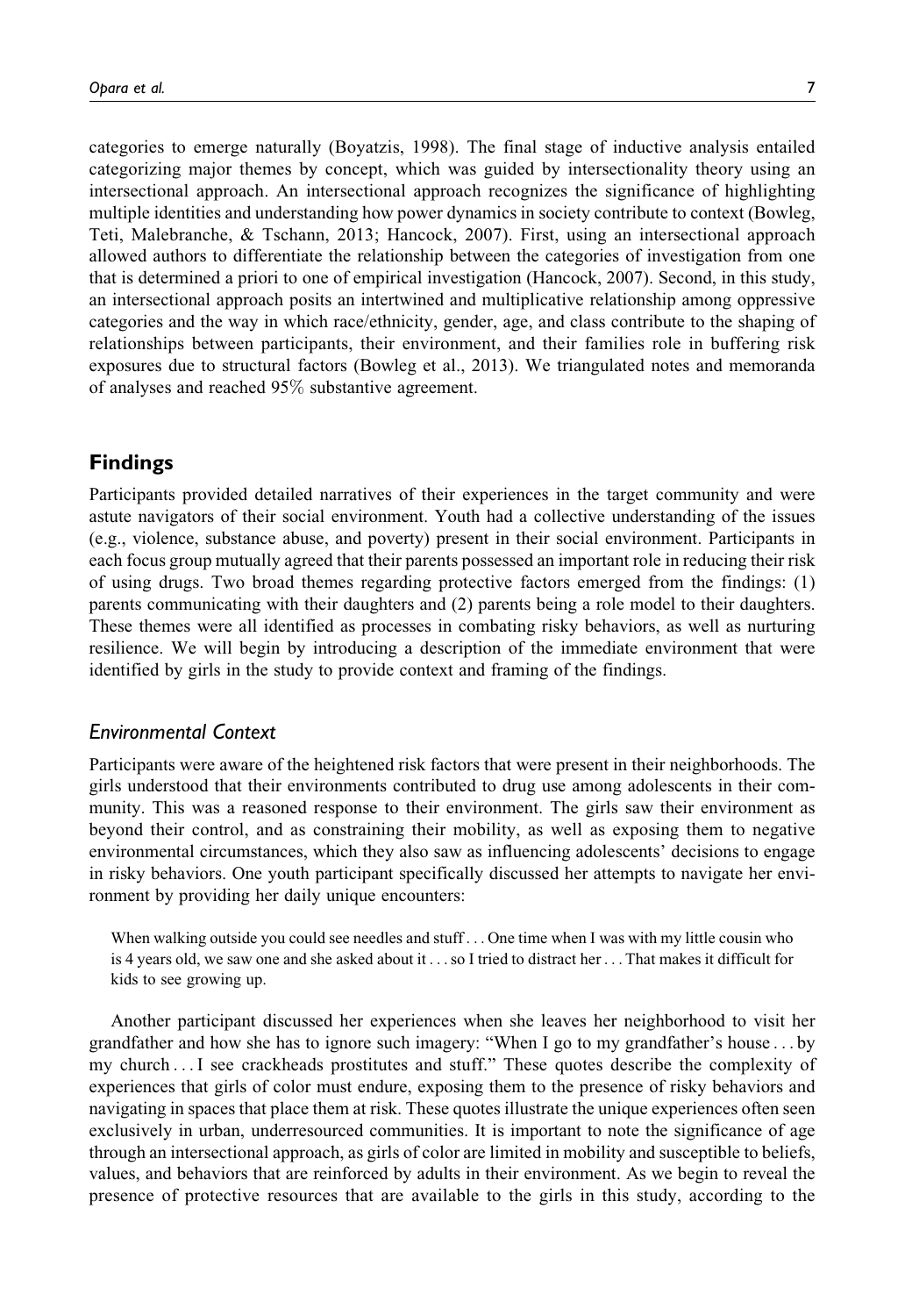categories to emerge naturally (Boyatzis, 1998). The final stage of inductive analysis entailed categorizing major themes by concept, which was guided by intersectionality theory using an intersectional approach. An intersectional approach recognizes the significance of highlighting multiple identities and understanding how power dynamics in society contribute to context (Bowleg, Teti, Malebranche, & Tschann, 2013; Hancock, 2007). First, using an intersectional approach allowed authors to differentiate the relationship between the categories of investigation from one that is determined a priori to one of empirical investigation (Hancock, 2007). Second, in this study, an intersectional approach posits an intertwined and multiplicative relationship among oppressive categories and the way in which race/ethnicity, gender, age, and class contribute to the shaping of relationships between participants, their environment, and their families role in buffering risk exposures due to structural factors (Bowleg et al., 2013). We triangulated notes and memoranda of analyses and reached 95% substantive agreement.

## Findings

Participants provided detailed narratives of their experiences in the target community and were astute navigators of their social environment. Youth had a collective understanding of the issues (e.g., violence, substance abuse, and poverty) present in their social environment. Participants in each focus group mutually agreed that their parents possessed an important role in reducing their risk of using drugs. Two broad themes regarding protective factors emerged from the findings: (1) parents communicating with their daughters and (2) parents being a role model to their daughters. These themes were all identified as processes in combating risky behaviors, as well as nurturing resilience. We will begin by introducing a description of the immediate environment that were identified by girls in the study to provide context and framing of the findings.

### *Environmental Context*

Participants were aware of the heightened risk factors that were present in their neighborhoods. The girls understood that their environments contributed to drug use among adolescents in their community. This was a reasoned response to their environment. The girls saw their environment as beyond their control, and as constraining their mobility, as well as exposing them to negative environmental circumstances, which they also saw as influencing adolescents' decisions to engage in risky behaviors. One youth participant specifically discussed her attempts to navigate her environment by providing her daily unique encounters:

> When walking outside you could see needles and stuff . . . One time when I was with my little cousin who is 4 years old, we saw one and she asked about it . . . so I tried to distract her . . . That makes it difficult for kids to see growing up.

Another participant discussed her experiences when she leaves her neighborhood to visit her grandfather and how she has to ignore such imagery: "When I go to my grandfather's house . . . by my church . . . I see crackheads prostitutes and stuff." These quotes describe the complexity of experiences that girls of color must endure, exposing them to the presence of risky behaviors and navigating in spaces that place them at risk. These quotes illustrate the unique experiences often seen exclusively in urban, underresourced communities. It is important to note the significance of age through an intersectional approach, as girls of color are limited in mobility and susceptible to beliefs, values, and behaviors that are reinforced by adults in their environment. As we begin to reveal the presence of protective resources that are available to the girls in this study, according to the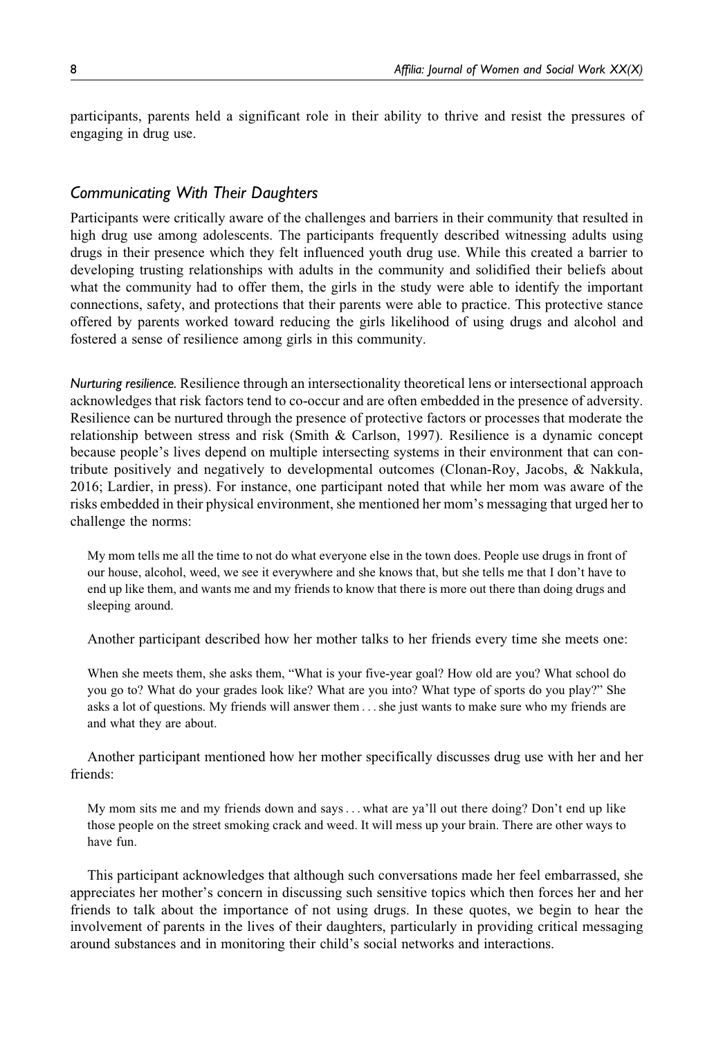participants, parents held a significant role in their ability to thrive and resist the pressures of engaging in drug use.

## *Communicating With Their Daughters*

Participants were critically aware of the challenges and barriers in their community that resulted in high drug use among adolescents. The participants frequently described witnessing adults using drugs in their presence which they felt influenced youth drug use. While this created a barrier to developing trusting relationships with adults in the community and solidified their beliefs about what the community had to offer them, the girls in the study were able to identify the important connections, safety, and protections that their parents were able to practice. This protective stance offered by parents worked toward reducing the girls likelihood of using drugs and alcohol and fostered a sense of resilience among girls in this community.

*Nurturing resilience.* Resilience through an intersectionality theoretical lens or intersectional approach acknowledges that risk factors tend to co-occur and are often embedded in the presence of adversity. Resilience can be nurtured through the presence of protective factors or processes that moderate the relationship between stress and risk (Smith & Carlson, 1997). Resilience is a dynamic concept because people's lives depend on multiple intersecting systems in their environment that can contribute positively and negatively to developmental outcomes (Clonan-Roy, Jacobs, & Nakkula, 2016; Lardier, in press). For instance, one participant noted that while her mom was aware of the risks embedded in their physical environment, she mentioned her mom's messaging that urged her to challenge the norms:

> My mom tells me all the time to not do what everyone else in the town does. People use drugs in front of our house, alcohol, weed, we see it everywhere and she knows that, but she tells me that I don't have to end up like them, and wants me and my friends to know that there is more out there than doing drugs and sleeping around.

Another participant described how her mother talks to her friends every time she meets one:

> When she meets them, she asks them, "What is your five-year goal? How old are you? What school do you go to? What do your grades look like? What are you into? What type of sports do you play?" She asks a lot of questions. My friends will answer them . . . she just wants to make sure who my friends are and what they are about.

Another participant mentioned how her mother specifically discusses drug use with her and her friends:

> My mom sits me and my friends down and says . . . what are ya'll out there doing? Don't end up like those people on the street smoking crack and weed. It will mess up your brain. There are other ways to have fun.

This participant acknowledges that although such conversations made her feel embarrassed, she appreciates her mother's concern in discussing such sensitive topics which then forces her and her friends to talk about the importance of not using drugs. In these quotes, we begin to hear the involvement of parents in the lives of their daughters, particularly in providing critical messaging around substances and in monitoring their child's social networks and interactions.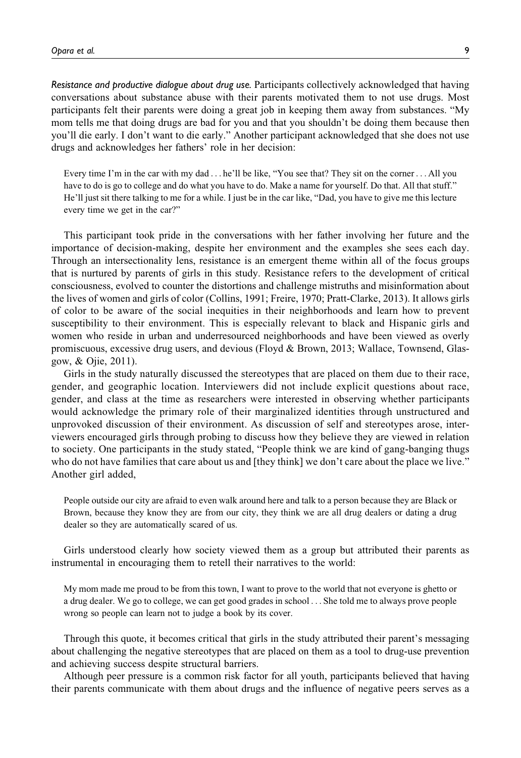*Resistance and productive dialogue about drug use.* Participants collectively acknowledged that having conversations about substance abuse with their parents motivated them to not use drugs. Most participants felt their parents were doing a great job in keeping them away from substances. "My mom tells me that doing drugs are bad for you and that you shouldn't be doing them because then you'll die early. I don't want to die early." Another participant acknowledged that she does not use drugs and acknowledges her fathers' role in her decision:

> Every time I'm in the car with my dad . . . he'll be like, "You see that? They sit on the corner . . . All you have to do is go to college and do what you have to do. Make a name for yourself. Do that. All that stuff." He'll just sit there talking to me for a while. I just be in the car like, "Dad, you have to give me this lecture every time we get in the car?"

This participant took pride in the conversations with her father involving her future and the importance of decision-making, despite her environment and the examples she sees each day. Through an intersectionality lens, resistance is an emergent theme within all of the focus groups that is nurtured by parents of girls in this study. Resistance refers to the development of critical consciousness, evolved to counter the distortions and challenge mistruths and misinformation about the lives of women and girls of color (Collins, 1991; Freire, 1970; Pratt-Clarke, 2013). It allows girls of color to be aware of the social inequities in their neighborhoods and learn how to prevent susceptibility to their environment. This is especially relevant to black and Hispanic girls and women who reside in urban and underresourced neighborhoods and have been viewed as overly promiscuous, excessive drug users, and devious (Floyd & Brown, 2013; Wallace, Townsend, Glasgow, & Ojie, 2011).

Girls in the study naturally discussed the stereotypes that are placed on them due to their race, gender, and geographic location. Interviewers did not include explicit questions about race, gender, and class at the time as researchers were interested in observing whether participants would acknowledge the primary role of their marginalized identities through unstructured and unprovoked discussion of their environment. As discussion of self and stereotypes arose, interviewers encouraged girls through probing to discuss how they believe they are viewed in relation to society. One participants in the study stated, "People think we are kind of gang-banging thugs who do not have families that care about us and [they think] we don't care about the place we live." Another girl added,

> People outside our city are afraid to even walk around here and talk to a person because they are Black or Brown, because they know they are from our city, they think we are all drug dealers or dating a drug dealer so they are automatically scared of us.

Girls understood clearly how society viewed them as a group but attributed their parents as instrumental in encouraging them to retell their narratives to the world:

> My mom made me proud to be from this town, I want to prove to the world that not everyone is ghetto or a drug dealer. We go to college, we can get good grades in school . . . She told me to always prove people wrong so people can learn not to judge a book by its cover.

Through this quote, it becomes critical that girls in the study attributed their parent's messaging about challenging the negative stereotypes that are placed on them as a tool to drug-use prevention and achieving success despite structural barriers.

Although peer pressure is a common risk factor for all youth, participants believed that having their parents communicate with them about drugs and the influence of negative peers serves as a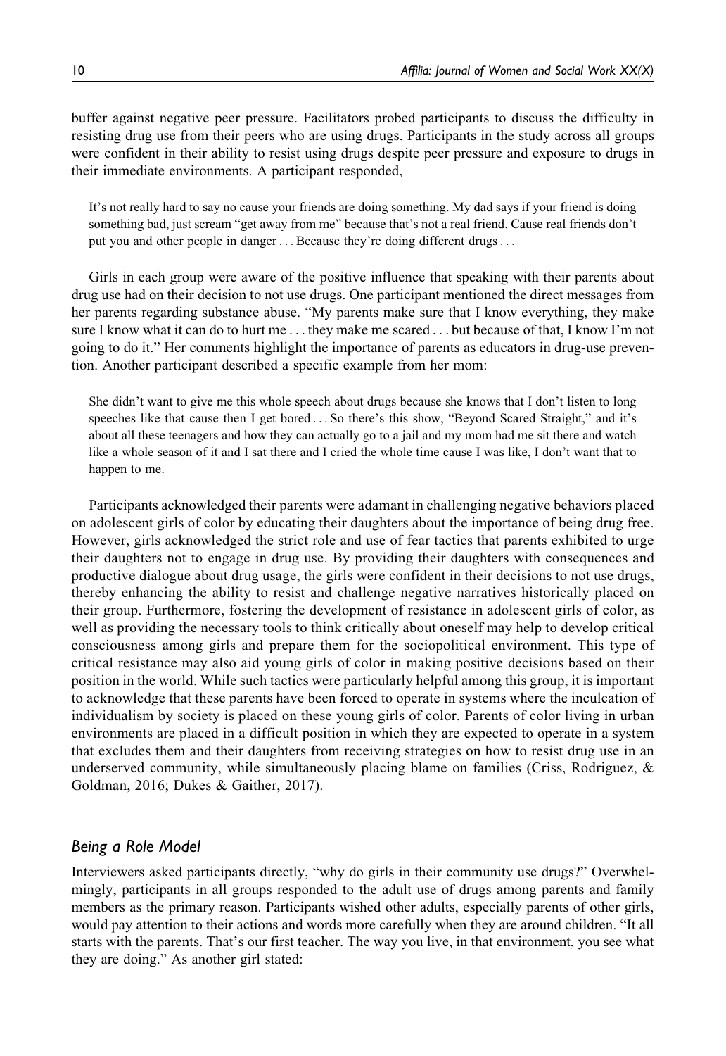buffer against negative peer pressure. Facilitators probed participants to discuss the difficulty in resisting drug use from their peers who are using drugs. Participants in the study across all groups were confident in their ability to resist using drugs despite peer pressure and exposure to drugs in their immediate environments. A participant responded,

> It's not really hard to say no cause your friends are doing something. My dad says if your friend is doing something bad, just scream "get away from me" because that's not a real friend. Cause real friends don't put you and other people in danger . . . Because they're doing different drugs . . .

Girls in each group were aware of the positive influence that speaking with their parents about drug use had on their decision to not use drugs. One participant mentioned the direct messages from her parents regarding substance abuse. "My parents make sure that I know everything, they make sure I know what it can do to hurt me . . . they make me scared . . . but because of that, I know I'm not going to do it." Her comments highlight the importance of parents as educators in drug-use prevention. Another participant described a specific example from her mom:

> She didn't want to give me this whole speech about drugs because she knows that I don't listen to long speeches like that cause then I get bored . . . So there's this show, "Beyond Scared Straight," and it's about all these teenagers and how they can actually go to a jail and my mom had me sit there and watch like a whole season of it and I sat there and I cried the whole time cause I was like, I don't want that to happen to me.

Participants acknowledged their parents were adamant in challenging negative behaviors placed on adolescent girls of color by educating their daughters about the importance of being drug free. However, girls acknowledged the strict role and use of fear tactics that parents exhibited to urge their daughters not to engage in drug use. By providing their daughters with consequences and productive dialogue about drug usage, the girls were confident in their decisions to not use drugs, thereby enhancing the ability to resist and challenge negative narratives historically placed on their group. Furthermore, fostering the development of resistance in adolescent girls of color, as well as providing the necessary tools to think critically about oneself may help to develop critical consciousness among girls and prepare them for the sociopolitical environment. This type of critical resistance may also aid young girls of color in making positive decisions based on their position in the world. While such tactics were particularly helpful among this group, it is important to acknowledge that these parents have been forced to operate in systems where the inculcation of individualism by society is placed on these young girls of color. Parents of color living in urban environments are placed in a difficult position in which they are expected to operate in a system that excludes them and their daughters from receiving strategies on how to resist drug use in an underserved community, while simultaneously placing blame on families (Criss, Rodriguez, & Goldman, 2016; Dukes & Gaither, 2017).

### *Being a Role Model*

Interviewers asked participants directly, "why do girls in their community use drugs?" Overwhelmingly, participants in all groups responded to the adult use of drugs among parents and family members as the primary reason. Participants wished other adults, especially parents of other girls, would pay attention to their actions and words more carefully when they are around children. "It all starts with the parents. That's our first teacher. The way you live, in that environment, you see what they are doing." As another girl stated: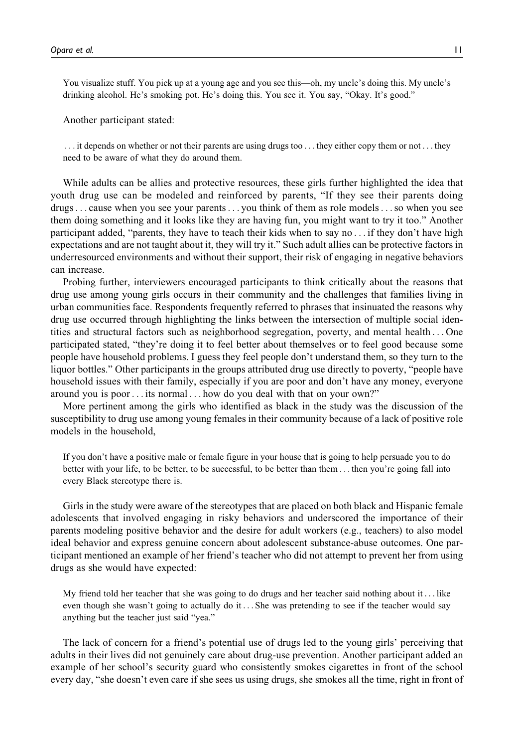> You visualize stuff. You pick up at a young age and you see this—oh, my uncle's doing this. My uncle's drinking alcohol. He's smoking pot. He's doing this. You see it. You say, "Okay. It's good."

Another participant stated:

> . . . it depends on whether or not their parents are using drugs too . . . they either copy them or not . . . they need to be aware of what they do around them.

While adults can be allies and protective resources, these girls further highlighted the idea that youth drug use can be modeled and reinforced by parents, "If they see their parents doing drugs . . . cause when you see your parents . . . you think of them as role models . . . so when you see them doing something and it looks like they are having fun, you might want to try it too." Another participant added, "parents, they have to teach their kids when to say no . . . if they don't have high expectations and are not taught about it, they will try it." Such adult allies can be protective factors in underresourced environments and without their support, their risk of engaging in negative behaviors can increase.

Probing further, interviewers encouraged participants to think critically about the reasons that drug use among young girls occurs in their community and the challenges that families living in urban communities face. Respondents frequently referred to phrases that insinuated the reasons why drug use occurred through highlighting the links between the intersection of multiple social identities and structural factors such as neighborhood segregation, poverty, and mental health . . . One participated stated, "they're doing it to feel better about themselves or to feel good because some people have household problems. I guess they feel people don't understand them, so they turn to the liquor bottles." Other participants in the groups attributed drug use directly to poverty, "people have household issues with their family, especially if you are poor and don't have any money, everyone around you is poor . . . its normal . . . how do you deal with that on your own?"

More pertinent among the girls who identified as black in the study was the discussion of the susceptibility to drug use among young females in their community because of a lack of positive role models in the household,

> If you don't have a positive male or female figure in your house that is going to help persuade you to do better with your life, to be better, to be successful, to be better than them . . . then you're going fall into every Black stereotype there is.

Girls in the study were aware of the stereotypes that are placed on both black and Hispanic female adolescents that involved engaging in risky behaviors and underscored the importance of their parents modeling positive behavior and the desire for adult workers (e.g., teachers) to also model ideal behavior and express genuine concern about adolescent substance-abuse outcomes. One participant mentioned an example of her friend's teacher who did not attempt to prevent her from using drugs as she would have expected:

> My friend told her teacher that she was going to do drugs and her teacher said nothing about it . . . like even though she wasn't going to actually do it . . . She was pretending to see if the teacher would say anything but the teacher just said "yea."

The lack of concern for a friend's potential use of drugs led to the young girls' perceiving that adults in their lives did not genuinely care about drug-use prevention. Another participant added an example of her school's security guard who consistently smokes cigarettes in front of the school every day, "she doesn't even care if she sees us using drugs, she smokes all the time, right in front of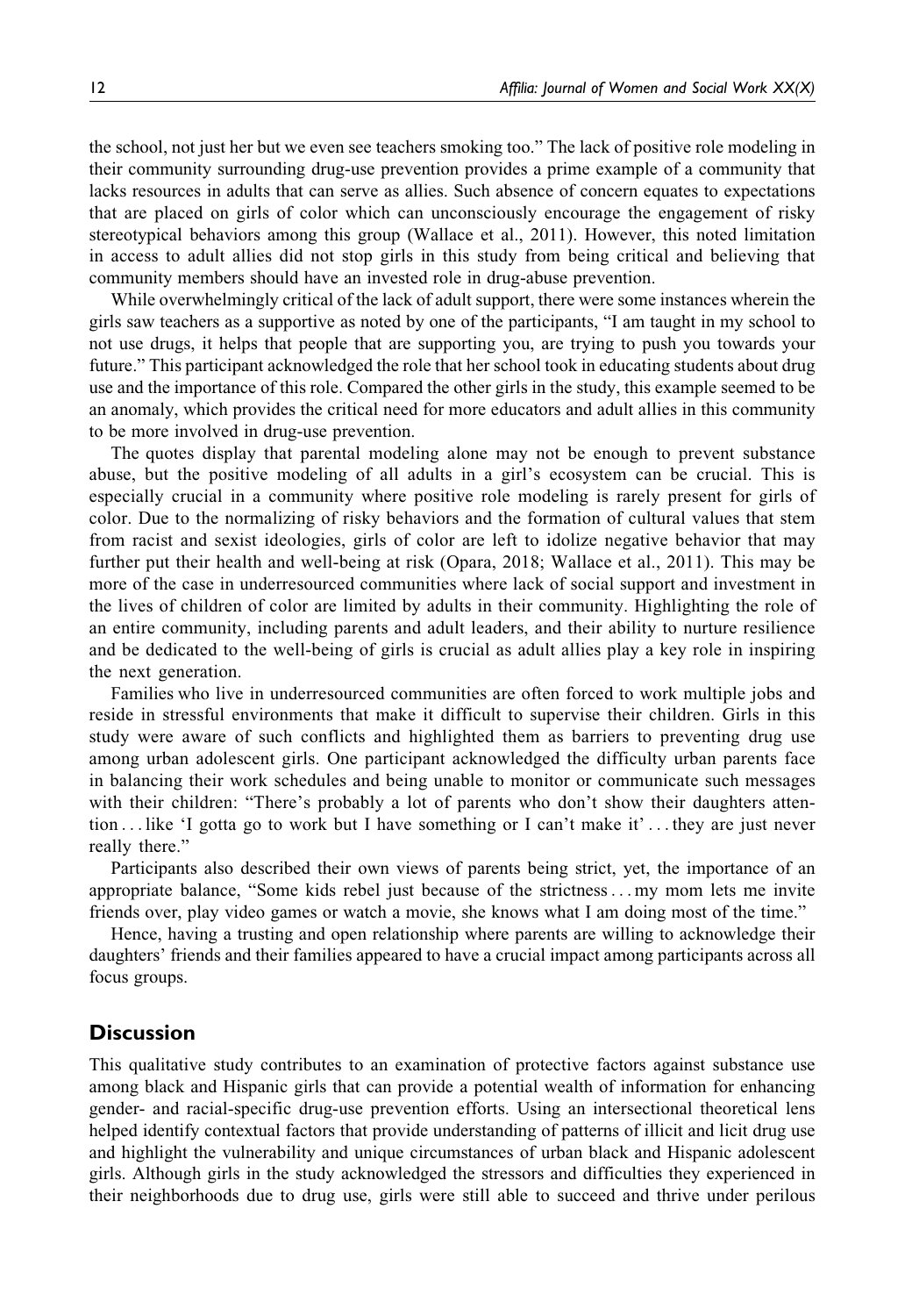the school, not just her but we even see teachers smoking too." The lack of positive role modeling in their community surrounding drug-use prevention provides a prime example of a community that lacks resources in adults that can serve as allies. Such absence of concern equates to expectations that are placed on girls of color which can unconsciously encourage the engagement of risky stereotypical behaviors among this group (Wallace et al., 2011). However, this noted limitation in access to adult allies did not stop girls in this study from being critical and believing that community members should have an invested role in drug-abuse prevention.

While overwhelmingly critical of the lack of adult support, there were some instances wherein the girls saw teachers as a supportive as noted by one of the participants, "I am taught in my school to not use drugs, it helps that people that are supporting you, are trying to push you towards your future." This participant acknowledged the role that her school took in educating students about drug use and the importance of this role. Compared the other girls in the study, this example seemed to be an anomaly, which provides the critical need for more educators and adult allies in this community to be more involved in drug-use prevention.

The quotes display that parental modeling alone may not be enough to prevent substance abuse, but the positive modeling of all adults in a girl's ecosystem can be crucial. This is especially crucial in a community where positive role modeling is rarely present for girls of color. Due to the normalizing of risky behaviors and the formation of cultural values that stem from racist and sexist ideologies, girls of color are left to idolize negative behavior that may further put their health and well-being at risk (Opara, 2018; Wallace et al., 2011). This may be more of the case in underresourced communities where lack of social support and investment in the lives of children of color are limited by adults in their community. Highlighting the role of an entire community, including parents and adult leaders, and their ability to nurture resilience and be dedicated to the well-being of girls is crucial as adult allies play a key role in inspiring the next generation.

Families who live in underresourced communities are often forced to work multiple jobs and reside in stressful environments that make it difficult to supervise their children. Girls in this study were aware of such conflicts and highlighted them as barriers to preventing drug use among urban adolescent girls. One participant acknowledged the difficulty urban parents face in balancing their work schedules and being unable to monitor or communicate such messages with their children: "There's probably a lot of parents who don't show their daughters attention ... like 'I gotta go to work but I have something or I can't make it' ... they are just never really there."

Participants also described their own views of parents being strict, yet, the importance of an appropriate balance, "Some kids rebel just because of the strictness ... my mom lets me invite friends over, play video games or watch a movie, she knows what I am doing most of the time."

Hence, having a trusting and open relationship where parents are willing to acknowledge their daughters' friends and their families appeared to have a crucial impact among participants across all focus groups.

## Discussion

This qualitative study contributes to an examination of protective factors against substance use among black and Hispanic girls that can provide a potential wealth of information for enhancing gender- and racial-specific drug-use prevention efforts. Using an intersectional theoretical lens helped identify contextual factors that provide understanding of patterns of illicit and licit drug use and highlight the vulnerability and unique circumstances of urban black and Hispanic adolescent girls. Although girls in the study acknowledged the stressors and difficulties they experienced in their neighborhoods due to drug use, girls were still able to succeed and thrive under perilous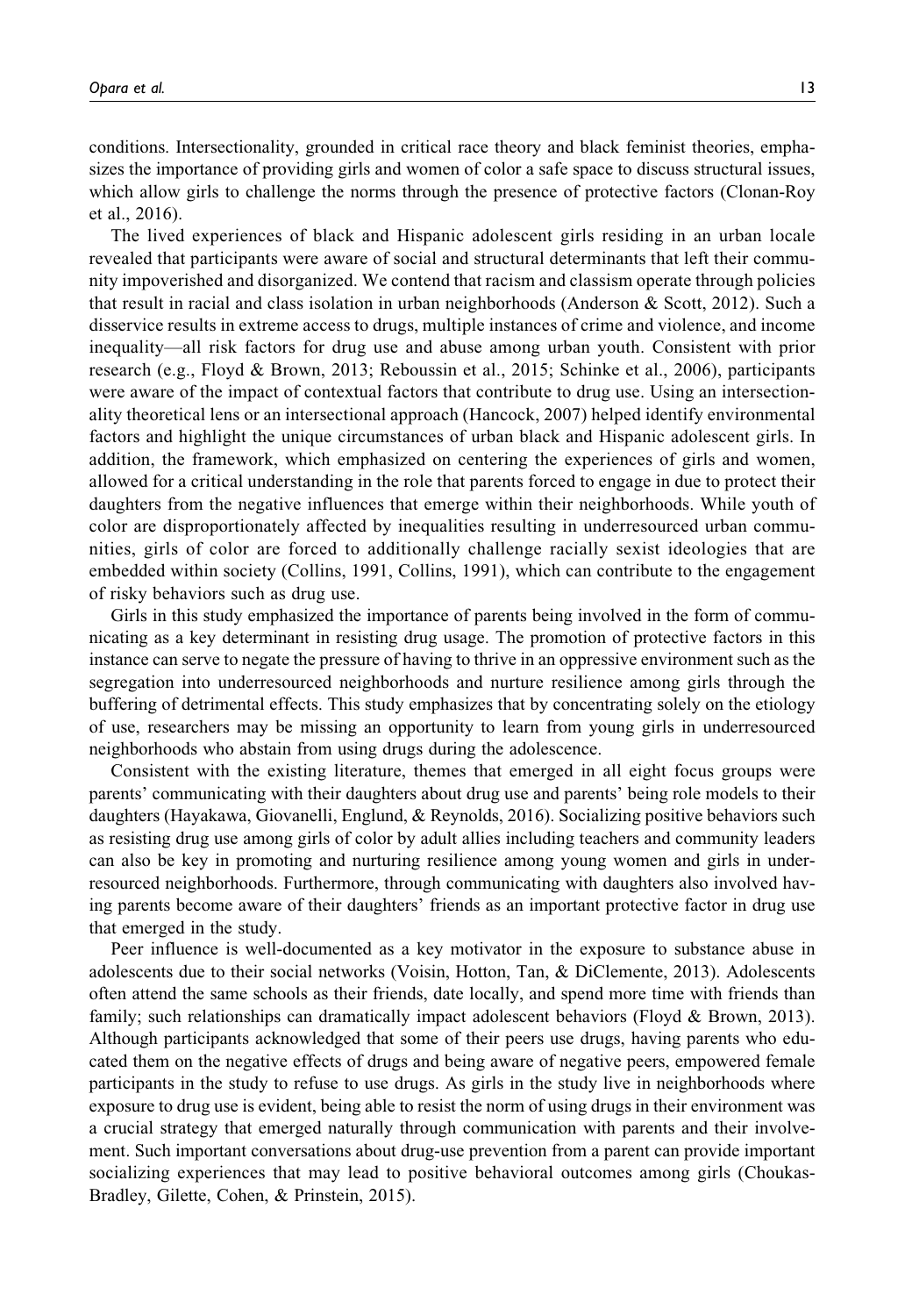conditions. Intersectionality, grounded in critical race theory and black feminist theories, emphasizes the importance of providing girls and women of color a safe space to discuss structural issues, which allow girls to challenge the norms through the presence of protective factors (Clonan-Roy et al., 2016).

The lived experiences of black and Hispanic adolescent girls residing in an urban locale revealed that participants were aware of social and structural determinants that left their community impoverished and disorganized. We contend that racism and classism operate through policies that result in racial and class isolation in urban neighborhoods (Anderson & Scott, 2012). Such a disservice results in extreme access to drugs, multiple instances of crime and violence, and income inequality—all risk factors for drug use and abuse among urban youth. Consistent with prior research (e.g., Floyd & Brown, 2013; Reboussin et al., 2015; Schinke et al., 2006), participants were aware of the impact of contextual factors that contribute to drug use. Using an intersectionality theoretical lens or an intersectional approach (Hancock, 2007) helped identify environmental factors and highlight the unique circumstances of urban black and Hispanic adolescent girls. In addition, the framework, which emphasized on centering the experiences of girls and women, allowed for a critical understanding in the role that parents forced to engage in due to protect their daughters from the negative influences that emerge within their neighborhoods. While youth of color are disproportionately affected by inequalities resulting in underresourced urban communities, girls of color are forced to additionally challenge racially sexist ideologies that are embedded within society (Collins, 1991, Collins, 1991), which can contribute to the engagement of risky behaviors such as drug use.

Girls in this study emphasized the importance of parents being involved in the form of communicating as a key determinant in resisting drug usage. The promotion of protective factors in this instance can serve to negate the pressure of having to thrive in an oppressive environment such as the segregation into underresourced neighborhoods and nurture resilience among girls through the buffering of detrimental effects. This study emphasizes that by concentrating solely on the etiology of use, researchers may be missing an opportunity to learn from young girls in underresourced neighborhoods who abstain from using drugs during the adolescence.

Consistent with the existing literature, themes that emerged in all eight focus groups were parents' communicating with their daughters about drug use and parents' being role models to their daughters (Hayakawa, Giovanelli, Englund, & Reynolds, 2016). Socializing positive behaviors such as resisting drug use among girls of color by adult allies including teachers and community leaders can also be key in promoting and nurturing resilience among young women and girls in underresourced neighborhoods. Furthermore, through communicating with daughters also involved having parents become aware of their daughters' friends as an important protective factor in drug use that emerged in the study.

Peer influence is well-documented as a key motivator in the exposure to substance abuse in adolescents due to their social networks (Voisin, Hotton, Tan, & DiClemente, 2013). Adolescents often attend the same schools as their friends, date locally, and spend more time with friends than family; such relationships can dramatically impact adolescent behaviors (Floyd & Brown, 2013). Although participants acknowledged that some of their peers use drugs, having parents who educated them on the negative effects of drugs and being aware of negative peers, empowered female participants in the study to refuse to use drugs. As girls in the study live in neighborhoods where exposure to drug use is evident, being able to resist the norm of using drugs in their environment was a crucial strategy that emerged naturally through communication with parents and their involvement. Such important conversations about drug-use prevention from a parent can provide important socializing experiences that may lead to positive behavioral outcomes among girls (Choukas-Bradley, Gilette, Cohen, & Prinstein, 2015).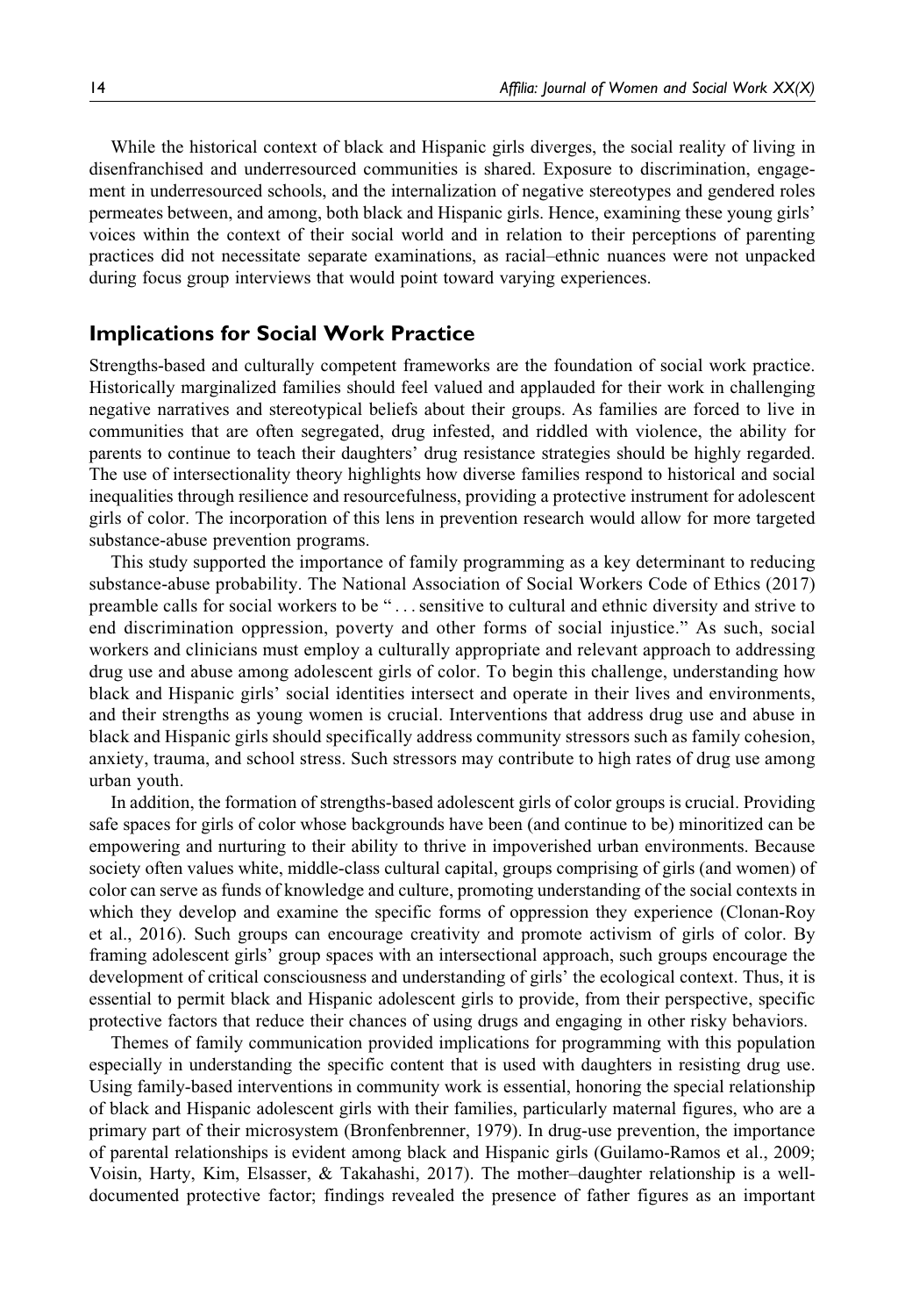While the historical context of black and Hispanic girls diverges, the social reality of living in disenfranchised and underresourced communities is shared. Exposure to discrimination, engagement in underresourced schools, and the internalization of negative stereotypes and gendered roles permeates between, and among, both black and Hispanic girls. Hence, examining these young girls' voices within the context of their social world and in relation to their perceptions of parenting practices did not necessitate separate examinations, as racial–ethnic nuances were not unpacked during focus group interviews that would point toward varying experiences.

## Implications for Social Work Practice

Strengths-based and culturally competent frameworks are the foundation of social work practice. Historically marginalized families should feel valued and applauded for their work in challenging negative narratives and stereotypical beliefs about their groups. As families are forced to live in communities that are often segregated, drug infested, and riddled with violence, the ability for parents to continue to teach their daughters' drug resistance strategies should be highly regarded. The use of intersectionality theory highlights how diverse families respond to historical and social inequalities through resilience and resourcefulness, providing a protective instrument for adolescent girls of color. The incorporation of this lens in prevention research would allow for more targeted substance-abuse prevention programs.

This study supported the importance of family programming as a key determinant to reducing substance-abuse probability. The National Association of Social Workers Code of Ethics (2017) preamble calls for social workers to be "... sensitive to cultural and ethnic diversity and strive to end discrimination oppression, poverty and other forms of social injustice." As such, social workers and clinicians must employ a culturally appropriate and relevant approach to addressing drug use and abuse among adolescent girls of color. To begin this challenge, understanding how black and Hispanic girls' social identities intersect and operate in their lives and environments, and their strengths as young women is crucial. Interventions that address drug use and abuse in black and Hispanic girls should specifically address community stressors such as family cohesion, anxiety, trauma, and school stress. Such stressors may contribute to high rates of drug use among urban youth.

In addition, the formation of strengths-based adolescent girls of color groups is crucial. Providing safe spaces for girls of color whose backgrounds have been (and continue to be) minoritized can be empowering and nurturing to their ability to thrive in impoverished urban environments. Because society often values white, middle-class cultural capital, groups comprising of girls (and women) of color can serve as funds of knowledge and culture, promoting understanding of the social contexts in which they develop and examine the specific forms of oppression they experience (Clonan-Roy et al., 2016). Such groups can encourage creativity and promote activism of girls of color. By framing adolescent girls' group spaces with an intersectional approach, such groups encourage the development of critical consciousness and understanding of girls' the ecological context. Thus, it is essential to permit black and Hispanic adolescent girls to provide, from their perspective, specific protective factors that reduce their chances of using drugs and engaging in other risky behaviors.

Themes of family communication provided implications for programming with this population especially in understanding the specific content that is used with daughters in resisting drug use. Using family-based interventions in community work is essential, honoring the special relationship of black and Hispanic adolescent girls with their families, particularly maternal figures, who are a primary part of their microsystem (Bronfenbrenner, 1979). In drug-use prevention, the importance of parental relationships is evident among black and Hispanic girls (Guilamo-Ramos et al., 2009; Voisin, Harty, Kim, Elsasser, & Takahashi, 2017). The mother–daughter relationship is a well-documented protective factor; findings revealed the presence of father figures as an important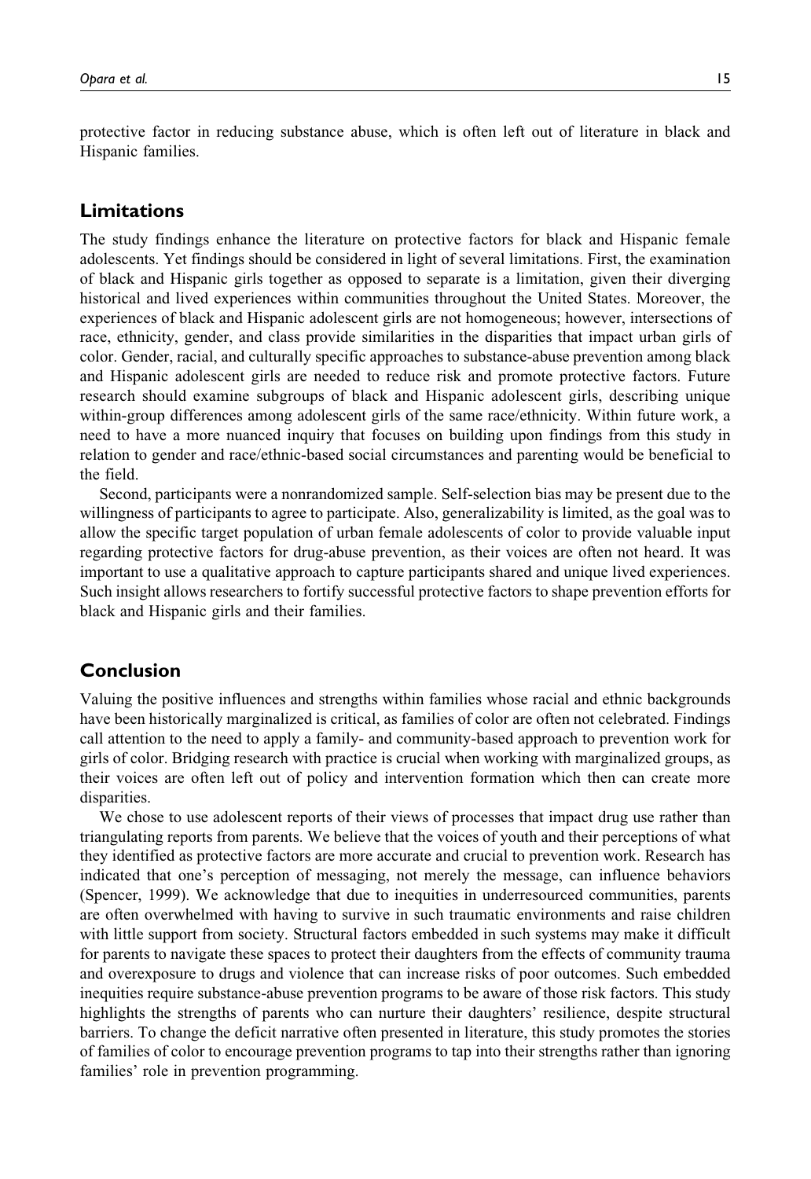protective factor in reducing substance abuse, which is often left out of literature in black and Hispanic families.

## Limitations

The study findings enhance the literature on protective factors for black and Hispanic female adolescents. Yet findings should be considered in light of several limitations. First, the examination of black and Hispanic girls together as opposed to separate is a limitation, given their diverging historical and lived experiences within communities throughout the United States. Moreover, the experiences of black and Hispanic adolescent girls are not homogeneous; however, intersections of race, ethnicity, gender, and class provide similarities in the disparities that impact urban girls of color. Gender, racial, and culturally specific approaches to substance-abuse prevention among black and Hispanic adolescent girls are needed to reduce risk and promote protective factors. Future research should examine subgroups of black and Hispanic adolescent girls, describing unique within-group differences among adolescent girls of the same race/ethnicity. Within future work, a need to have a more nuanced inquiry that focuses on building upon findings from this study in relation to gender and race/ethnic-based social circumstances and parenting would be beneficial to the field.

Second, participants were a nonrandomized sample. Self-selection bias may be present due to the willingness of participants to agree to participate. Also, generalizability is limited, as the goal was to allow the specific target population of urban female adolescents of color to provide valuable input regarding protective factors for drug-abuse prevention, as their voices are often not heard. It was important to use a qualitative approach to capture participants shared and unique lived experiences. Such insight allows researchers to fortify successful protective factors to shape prevention efforts for black and Hispanic girls and their families.

## Conclusion

Valuing the positive influences and strengths within families whose racial and ethnic backgrounds have been historically marginalized is critical, as families of color are often not celebrated. Findings call attention to the need to apply a family- and community-based approach to prevention work for girls of color. Bridging research with practice is crucial when working with marginalized groups, as their voices are often left out of policy and intervention formation which then can create more disparities.

We chose to use adolescent reports of their views of processes that impact drug use rather than triangulating reports from parents. We believe that the voices of youth and their perceptions of what they identified as protective factors are more accurate and crucial to prevention work. Research has indicated that one's perception of messaging, not merely the message, can influence behaviors (Spencer, 1999). We acknowledge that due to inequities in underresourced communities, parents are often overwhelmed with having to survive in such traumatic environments and raise children with little support from society. Structural factors embedded in such systems may make it difficult for parents to navigate these spaces to protect their daughters from the effects of community trauma and overexposure to drugs and violence that can increase risks of poor outcomes. Such embedded inequities require substance-abuse prevention programs to be aware of those risk factors. This study highlights the strengths of parents who can nurture their daughters' resilience, despite structural barriers. To change the deficit narrative often presented in literature, this study promotes the stories of families of color to encourage prevention programs to tap into their strengths rather than ignoring families' role in prevention programming.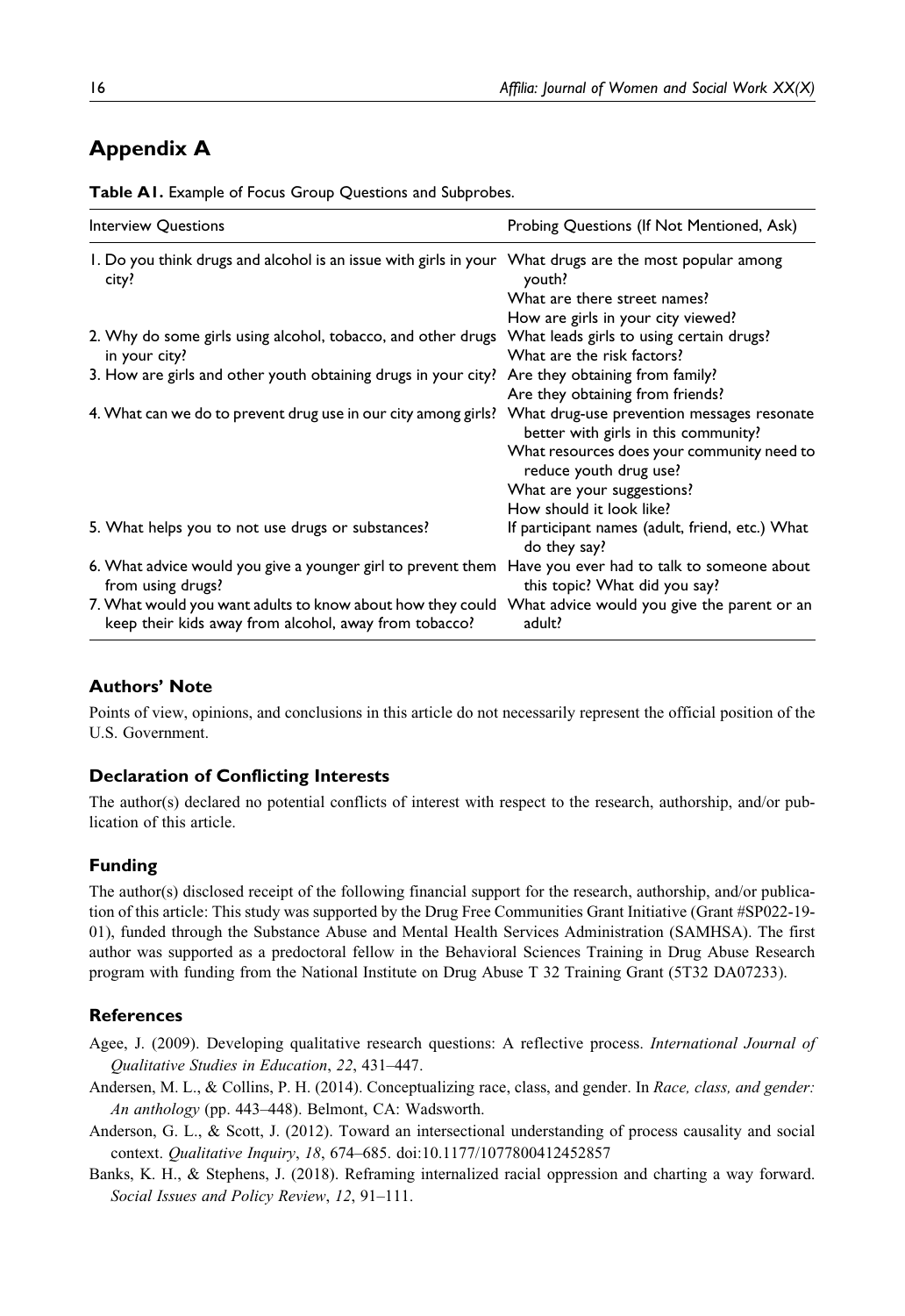## Appendix A

**Table A1.** Example of Focus Group Questions and Subprobes.

| Interview Questions | Probing Questions (If Not Mentioned, Ask) |
| --- | --- |
| 1. Do you think drugs and alcohol is an issue with girls in your city? | What drugs are the most popular among youth?<br>What are there street names?<br>How are girls in your city viewed? |
| 2. Why do some girls using alcohol, tobacco, and other drugs in your city? | What leads girls to using certain drugs?<br>What are the risk factors? |
| 3. How are girls and other youth obtaining drugs in your city? | Are they obtaining from family?<br>Are they obtaining from friends? |
| 4. What can we do to prevent drug use in our city among girls? | What drug-use prevention messages resonate better with girls in this community?<br>What resources does your community need to reduce youth drug use?<br>What are your suggestions?<br>How should it look like? |
| 5. What helps you to not use drugs or substances? | If participant names (adult, friend, etc.) What do they say? |
| 6. What advice would you give a younger girl to prevent them from using drugs? | Have you ever had to talk to someone about this topic? What did you say? |
| 7. What would you want adults to know about how they could keep their kids away from alcohol, away from tobacco? | What advice would you give the parent or an adult? |

### Authors' Note

Points of view, opinions, and conclusions in this article do not necessarily represent the official position of the U.S. Government.

### Declaration of Conflicting Interests

The author(s) declared no potential conflicts of interest with respect to the research, authorship, and/or publication of this article.

### Funding

The author(s) disclosed receipt of the following financial support for the research, authorship, and/or publication of this article: This study was supported by the Drug Free Communities Grant Initiative (Grant #SP022-19-01), funded through the Substance Abuse and Mental Health Services Administration (SAMHSA). The first author was supported as a predoctoral fellow in the Behavioral Sciences Training in Drug Abuse Research program with funding from the National Institute on Drug Abuse T 32 Training Grant (5T32 DA07233).

### References

Agee, J. (2009). Developing qualitative research questions: A reflective process. *International Journal of Qualitative Studies in Education*, *22*, 431–447.

Andersen, M. L., & Collins, P. H. (2014). Conceptualizing race, class, and gender. In *Race, class, and gender: An anthology* (pp. 443–448). Belmont, CA: Wadsworth.

Anderson, G. L., & Scott, J. (2012). Toward an intersectional understanding of process causality and social context. *Qualitative Inquiry*, *18*, 674–685. doi:10.1177/1077800412452857

Banks, K. H., & Stephens, J. (2018). Reframing internalized racial oppression and charting a way forward. *Social Issues and Policy Review*, *12*, 91–111.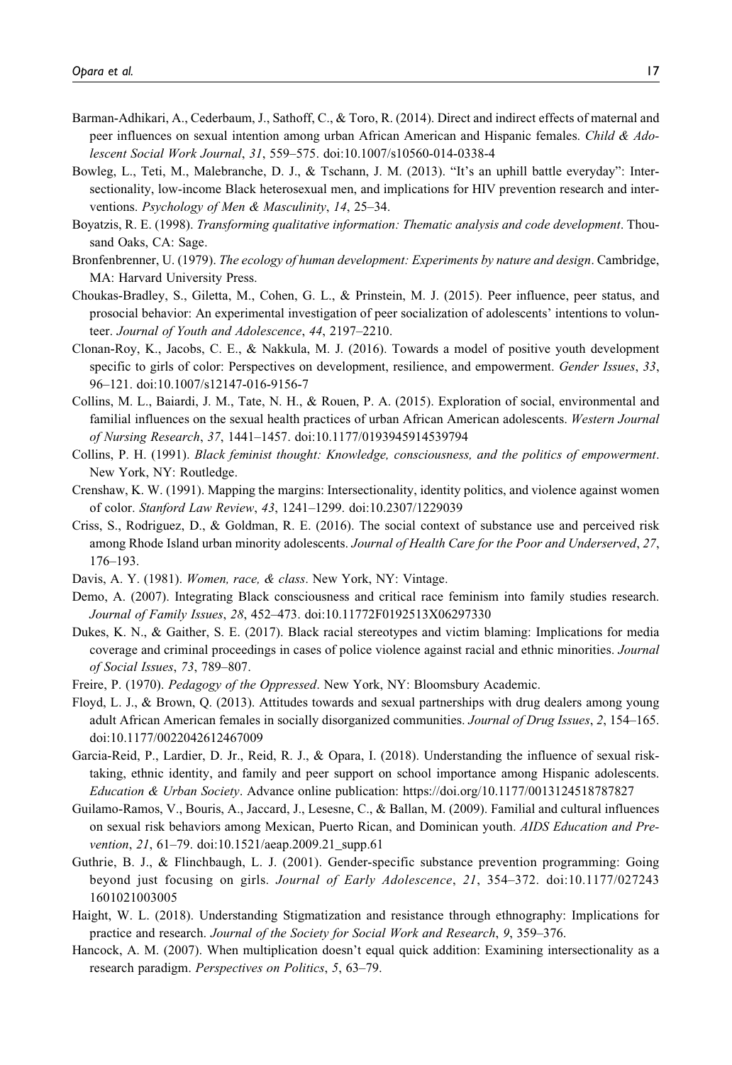Barman-Adhikari, A., Cederbaum, J., Sathoff, C., & Toro, R. (2014). Direct and indirect effects of maternal and peer influences on sexual intention among urban African American and Hispanic females. *Child & Adolescent Social Work Journal*, *31*, 559–575. doi:10.1007/s10560-014-0338-4

Bowleg, L., Teti, M., Malebranche, D. J., & Tschann, J. M. (2013). "It's an uphill battle everyday": Intersectionality, low-income Black heterosexual men, and implications for HIV prevention research and interventions. *Psychology of Men & Masculinity*, *14*, 25–34.

Boyatzis, R. E. (1998). *Transforming qualitative information: Thematic analysis and code development*. Thousand Oaks, CA: Sage.

Bronfenbrenner, U. (1979). *The ecology of human development: Experiments by nature and design*. Cambridge, MA: Harvard University Press.

Choukas-Bradley, S., Giletta, M., Cohen, G. L., & Prinstein, M. J. (2015). Peer influence, peer status, and prosocial behavior: An experimental investigation of peer socialization of adolescents' intentions to volunteer. *Journal of Youth and Adolescence*, *44*, 2197–2210.

Clonan-Roy, K., Jacobs, C. E., & Nakkula, M. J. (2016). Towards a model of positive youth development specific to girls of color: Perspectives on development, resilience, and empowerment. *Gender Issues*, *33*, 96–121. doi:10.1007/s12147-016-9156-7

Collins, M. L., Baiardi, J. M., Tate, N. H., & Rouen, P. A. (2015). Exploration of social, environmental and familial influences on the sexual health practices of urban African American adolescents. *Western Journal of Nursing Research*, *37*, 1441–1457. doi:10.1177/0193945914539794

Collins, P. H. (1991). *Black feminist thought: Knowledge, consciousness, and the politics of empowerment*. New York, NY: Routledge.

Crenshaw, K. W. (1991). Mapping the margins: Intersectionality, identity politics, and violence against women of color. *Stanford Law Review*, *43*, 1241–1299. doi:10.2307/1229039

Criss, S., Rodriguez, D., & Goldman, R. E. (2016). The social context of substance use and perceived risk among Rhode Island urban minority adolescents. *Journal of Health Care for the Poor and Underserved*, *27*, 176–193.

Davis, A. Y. (1981). *Women, race, & class*. New York, NY: Vintage.

Demo, A. (2007). Integrating Black consciousness and critical race feminism into family studies research. *Journal of Family Issues*, *28*, 452–473. doi:10.11772F0192513X06297330

Dukes, K. N., & Gaither, S. E. (2017). Black racial stereotypes and victim blaming: Implications for media coverage and criminal proceedings in cases of police violence against racial and ethnic minorities. *Journal of Social Issues*, *73*, 789–807.

Freire, P. (1970). *Pedagogy of the Oppressed*. New York, NY: Bloomsbury Academic.

Floyd, L. J., & Brown, Q. (2013). Attitudes towards and sexual partnerships with drug dealers among young adult African American females in socially disorganized communities. *Journal of Drug Issues*, *2*, 154–165. doi:10.1177/0022042612467009

Garcia-Reid, P., Lardier, D. Jr., Reid, R. J., & Opara, I. (2018). Understanding the influence of sexual risk-taking, ethnic identity, and family and peer support on school importance among Hispanic adolescents. *Education & Urban Society*. Advance online publication: https://doi.org/10.1177/0013124518787827

Guilamo-Ramos, V., Bouris, A., Jaccard, J., Lesesne, C., & Ballan, M. (2009). Familial and cultural influences on sexual risk behaviors among Mexican, Puerto Rican, and Dominican youth. *AIDS Education and Prevention*, *21*, 61–79. doi:10.1521/aeap.2009.21_supp.61

Guthrie, B. J., & Flinchbaugh, L. J. (2001). Gender-specific substance prevention programming: Going beyond just focusing on girls. *Journal of Early Adolescence*, *21*, 354–372. doi:10.1177/0272431601021003005

Haight, W. L. (2018). Understanding Stigmatization and resistance through ethnography: Implications for practice and research. *Journal of the Society for Social Work and Research*, *9*, 359–376.

Hancock, A. M. (2007). When multiplication doesn't equal quick addition: Examining intersectionality as a research paradigm. *Perspectives on Politics*, *5*, 63–79.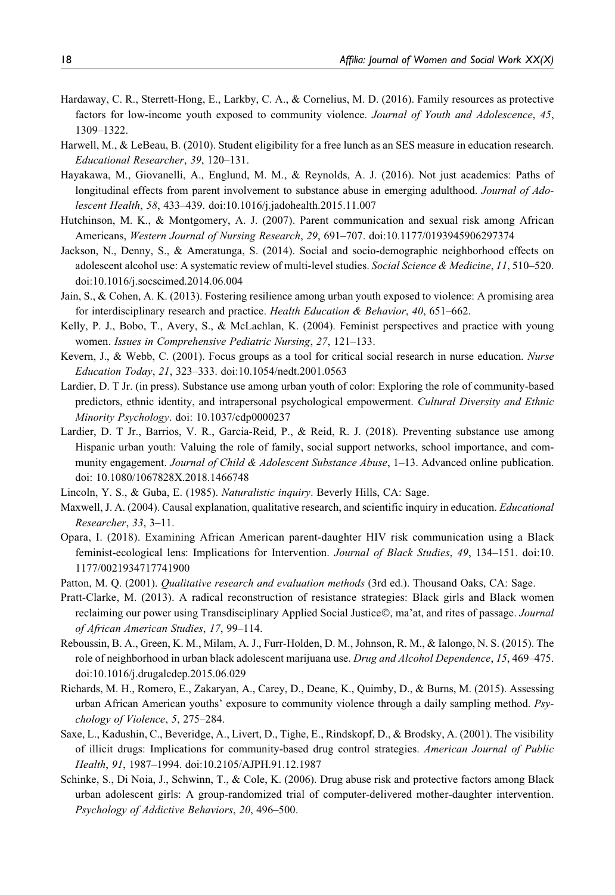Hardaway, C. R., Sterrett-Hong, E., Larkby, C. A., & Cornelius, M. D. (2016). Family resources as protective factors for low-income youth exposed to community violence. *Journal of Youth and Adolescence*, *45*, 1309–1322.

Harwell, M., & LeBeau, B. (2010). Student eligibility for a free lunch as an SES measure in education research. *Educational Researcher*, *39*, 120–131.

Hayakawa, M., Giovanelli, A., Englund, M. M., & Reynolds, A. J. (2016). Not just academics: Paths of longitudinal effects from parent involvement to substance abuse in emerging adulthood. *Journal of Adolescent Health*, *58*, 433–439. doi:10.1016/j.jadohealth.2015.11.007

Hutchinson, M. K., & Montgomery, A. J. (2007). Parent communication and sexual risk among African Americans, *Western Journal of Nursing Research*, *29*, 691–707. doi:10.1177/0193945906297374

Jackson, N., Denny, S., & Ameratunga, S. (2014). Social and socio-demographic neighborhood effects on adolescent alcohol use: A systematic review of multi-level studies. *Social Science & Medicine*, *11*, 510–520. doi:10.1016/j.socscimed.2014.06.004

Jain, S., & Cohen, A. K. (2013). Fostering resilience among urban youth exposed to violence: A promising area for interdisciplinary research and practice. *Health Education & Behavior*, *40*, 651–662.

Kelly, P. J., Bobo, T., Avery, S., & McLachlan, K. (2004). Feminist perspectives and practice with young women. *Issues in Comprehensive Pediatric Nursing*, *27*, 121–133.

Kevern, J., & Webb, C. (2001). Focus groups as a tool for critical social research in nurse education. *Nurse Education Today*, *21*, 323–333. doi:10.1054/nedt.2001.0563

Lardier, D. T Jr. (in press). Substance use among urban youth of color: Exploring the role of community-based predictors, ethnic identity, and intrapersonal psychological empowerment. *Cultural Diversity and Ethnic Minority Psychology*. doi: 10.1037/cdp0000237

Lardier, D. T Jr., Barrios, V. R., Garcia-Reid, P., & Reid, R. J. (2018). Preventing substance use among Hispanic urban youth: Valuing the role of family, social support networks, school importance, and community engagement. *Journal of Child & Adolescent Substance Abuse*, 1–13. Advanced online publication. doi: 10.1080/1067828X.2018.1466748

Lincoln, Y. S., & Guba, E. (1985). *Naturalistic inquiry*. Beverly Hills, CA: Sage.

Maxwell, J. A. (2004). Causal explanation, qualitative research, and scientific inquiry in education. *Educational Researcher*, *33*, 3–11.

Opara, I. (2018). Examining African American parent-daughter HIV risk communication using a Black feminist-ecological lens: Implications for Intervention. *Journal of Black Studies*, *49*, 134–151. doi:10.1177/0021934717741900

Patton, M. Q. (2001). *Qualitative research and evaluation methods* (3rd ed.). Thousand Oaks, CA: Sage.

Pratt-Clarke, M. (2013). A radical reconstruction of resistance strategies: Black girls and Black women reclaiming our power using Transdisciplinary Applied Social Justice©, ma'at, and rites of passage. *Journal of African American Studies*, *17*, 99–114.

Reboussin, B. A., Green, K. M., Milam, A. J., Furr-Holden, D. M., Johnson, R. M., & Ialongo, N. S. (2015). The role of neighborhood in urban black adolescent marijuana use. *Drug and Alcohol Dependence*, *15*, 469–475. doi:10.1016/j.drugalcdep.2015.06.029

Richards, M. H., Romero, E., Zakaryan, A., Carey, D., Deane, K., Quimby, D., & Burns, M. (2015). Assessing urban African American youths' exposure to community violence through a daily sampling method. *Psychology of Violence*, *5*, 275–284.

Saxe, L., Kadushin, C., Beveridge, A., Livert, D., Tighe, E., Rindskopf, D., & Brodsky, A. (2001). The visibility of illicit drugs: Implications for community-based drug control strategies. *American Journal of Public Health*, *91*, 1987–1994. doi:10.2105/AJPH.91.12.1987

Schinke, S., Di Noia, J., Schwinn, T., & Cole, K. (2006). Drug abuse risk and protective factors among Black urban adolescent girls: A group-randomized trial of computer-delivered mother-daughter intervention. *Psychology of Addictive Behaviors*, *20*, 496–500.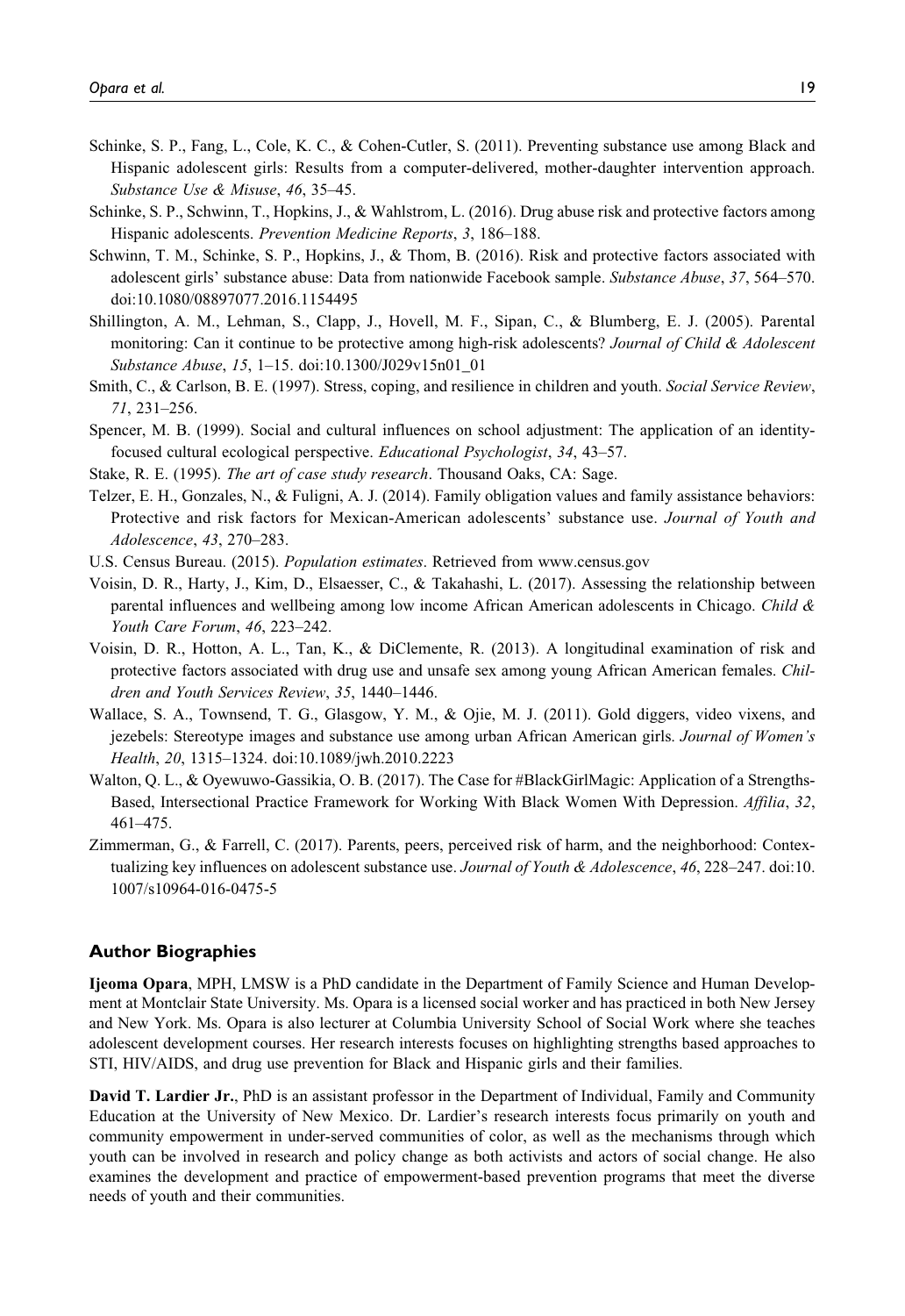Schinke, S. P., Fang, L., Cole, K. C., & Cohen-Cutler, S. (2011). Preventing substance use among Black and Hispanic adolescent girls: Results from a computer-delivered, mother-daughter intervention approach. *Substance Use & Misuse*, *46*, 35–45.

Schinke, S. P., Schwinn, T., Hopkins, J., & Wahlstrom, L. (2016). Drug abuse risk and protective factors among Hispanic adolescents. *Prevention Medicine Reports*, *3*, 186–188.

Schwinn, T. M., Schinke, S. P., Hopkins, J., & Thom, B. (2016). Risk and protective factors associated with adolescent girls' substance abuse: Data from nationwide Facebook sample. *Substance Abuse*, *37*, 564–570. doi:10.1080/08897077.2016.1154495

Shillington, A. M., Lehman, S., Clapp, J., Hovell, M. F., Sipan, C., & Blumberg, E. J. (2005). Parental monitoring: Can it continue to be protective among high-risk adolescents? *Journal of Child & Adolescent Substance Abuse*, *15*, 1–15. doi:10.1300/J029v15n01_01

Smith, C., & Carlson, B. E. (1997). Stress, coping, and resilience in children and youth. *Social Service Review*, *71*, 231–256.

Spencer, M. B. (1999). Social and cultural influences on school adjustment: The application of an identity-focused cultural ecological perspective. *Educational Psychologist*, *34*, 43–57.

Stake, R. E. (1995). *The art of case study research*. Thousand Oaks, CA: Sage.

Telzer, E. H., Gonzales, N., & Fuligni, A. J. (2014). Family obligation values and family assistance behaviors: Protective and risk factors for Mexican-American adolescents' substance use. *Journal of Youth and Adolescence*, *43*, 270–283.

U.S. Census Bureau. (2015). *Population estimates*. Retrieved from www.census.gov

Voisin, D. R., Harty, J., Kim, D., Elsaesser, C., & Takahashi, L. (2017). Assessing the relationship between parental influences and wellbeing among low income African American adolescents in Chicago. *Child & Youth Care Forum*, *46*, 223–242.

Voisin, D. R., Hotton, A. L., Tan, K., & DiClemente, R. (2013). A longitudinal examination of risk and protective factors associated with drug use and unsafe sex among young African American females. *Children and Youth Services Review*, *35*, 1440–1446.

Wallace, S. A., Townsend, T. G., Glasgow, Y. M., & Ojie, M. J. (2011). Gold diggers, video vixens, and jezebels: Stereotype images and substance use among urban African American girls. *Journal of Women's Health*, *20*, 1315–1324. doi:10.1089/jwh.2010.2223

Walton, Q. L., & Oyewuwo-Gassikia, O. B. (2017). The Case for #BlackGirlMagic: Application of a Strengths-Based, Intersectional Practice Framework for Working With Black Women With Depression. *Affilia*, *32*, 461–475.

Zimmerman, G., & Farrell, C. (2017). Parents, peers, perceived risk of harm, and the neighborhood: Contextualizing key influences on adolescent substance use. *Journal of Youth & Adolescence*, *46*, 228–247. doi:10.1007/s10964-016-0475-5

## Author Biographies

**Ijeoma Opara**, MPH, LMSW is a PhD candidate in the Department of Family Science and Human Development at Montclair State University. Ms. Opara is a licensed social worker and has practiced in both New Jersey and New York. Ms. Opara is also lecturer at Columbia University School of Social Work where she teaches adolescent development courses. Her research interests focuses on highlighting strengths based approaches to STI, HIV/AIDS, and drug use prevention for Black and Hispanic girls and their families.

**David T. Lardier Jr.**, PhD is an assistant professor in the Department of Individual, Family and Community Education at the University of New Mexico. Dr. Lardier's research interests focus primarily on youth and community empowerment in under-served communities of color, as well as the mechanisms through which youth can be involved in research and policy change as both activists and actors of social change. He also examines the development and practice of empowerment-based prevention programs that meet the diverse needs of youth and their communities.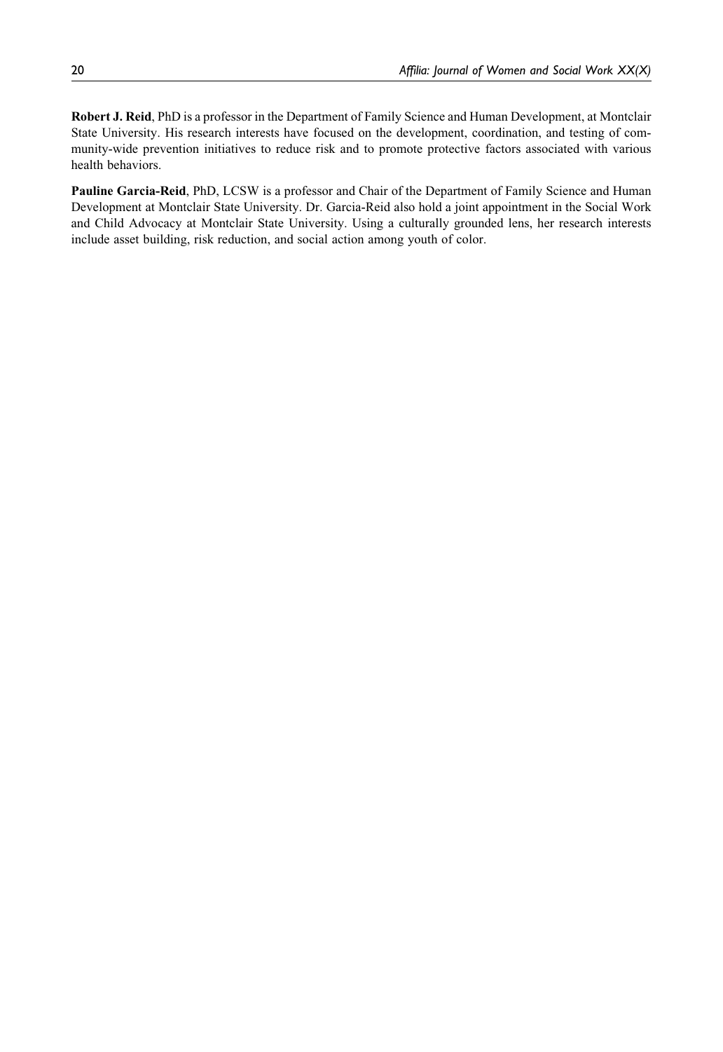**Robert J. Reid**, PhD is a professor in the Department of Family Science and Human Development, at Montclair State University. His research interests have focused on the development, coordination, and testing of community-wide prevention initiatives to reduce risk and to promote protective factors associated with various health behaviors.

**Pauline Garcia-Reid**, PhD, LCSW is a professor and Chair of the Department of Family Science and Human Development at Montclair State University. Dr. Garcia-Reid also hold a joint appointment in the Social Work and Child Advocacy at Montclair State University. Using a culturally grounded lens, her research interests include asset building, risk reduction, and social action among youth of color.